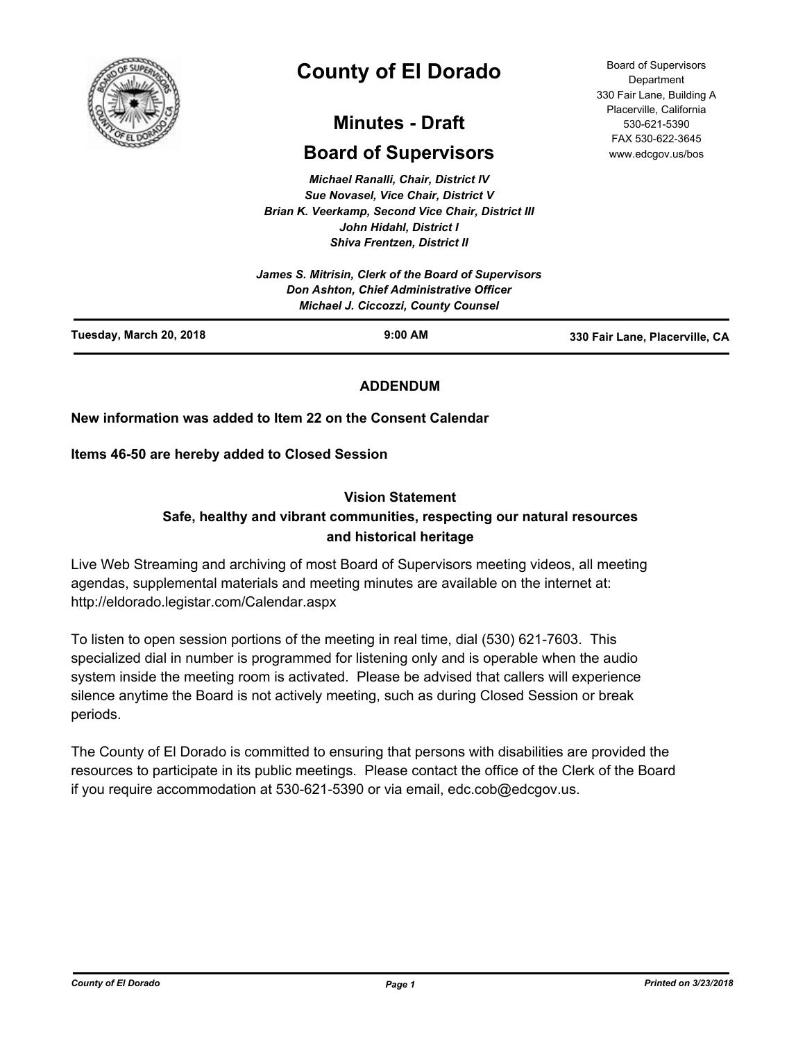# County of El Dorado

## Minutes - Draft

## Board of Supervisors

Board of Supervisors Department
330 Fair Lane, Building A
Placerville, California
530-621-5390
FAX 530-622-3645
www.edcgov.us/bos

*Michael Ranalli, Chair, District IV*
*Sue Novasel, Vice Chair, District V*
*Brian K. Veerkamp, Second Vice Chair, District III*
*John Hidahl, District I*
*Shiva Frentzen, District II*

*James S. Mitrisin, Clerk of the Board of Supervisors*
*Don Ashton, Chief Administrative Officer*
*Michael J. Ciccozzi, County Counsel*

**Tuesday, March 20, 2018** | **9:00 AM** | **330 Fair Lane, Placerville, CA**

**ADDENDUM**

**New information was added to Item 22 on the Consent Calendar**

**Items 46-50 are hereby added to Closed Session**

**Vision Statement**
**Safe, healthy and vibrant communities, respecting our natural resources and historical heritage**

Live Web Streaming and archiving of most Board of Supervisors meeting videos, all meeting agendas, supplemental materials and meeting minutes are available on the internet at: http://eldorado.legistar.com/Calendar.aspx

To listen to open session portions of the meeting in real time, dial (530) 621-7603. This specialized dial in number is programmed for listening only and is operable when the audio system inside the meeting room is activated. Please be advised that callers will experience silence anytime the Board is not actively meeting, such as during Closed Session or break periods.

The County of El Dorado is committed to ensuring that persons with disabilities are provided the resources to participate in its public meetings. Please contact the office of the Clerk of the Board if you require accommodation at 530-621-5390 or via email, edc.cob@edcgov.us.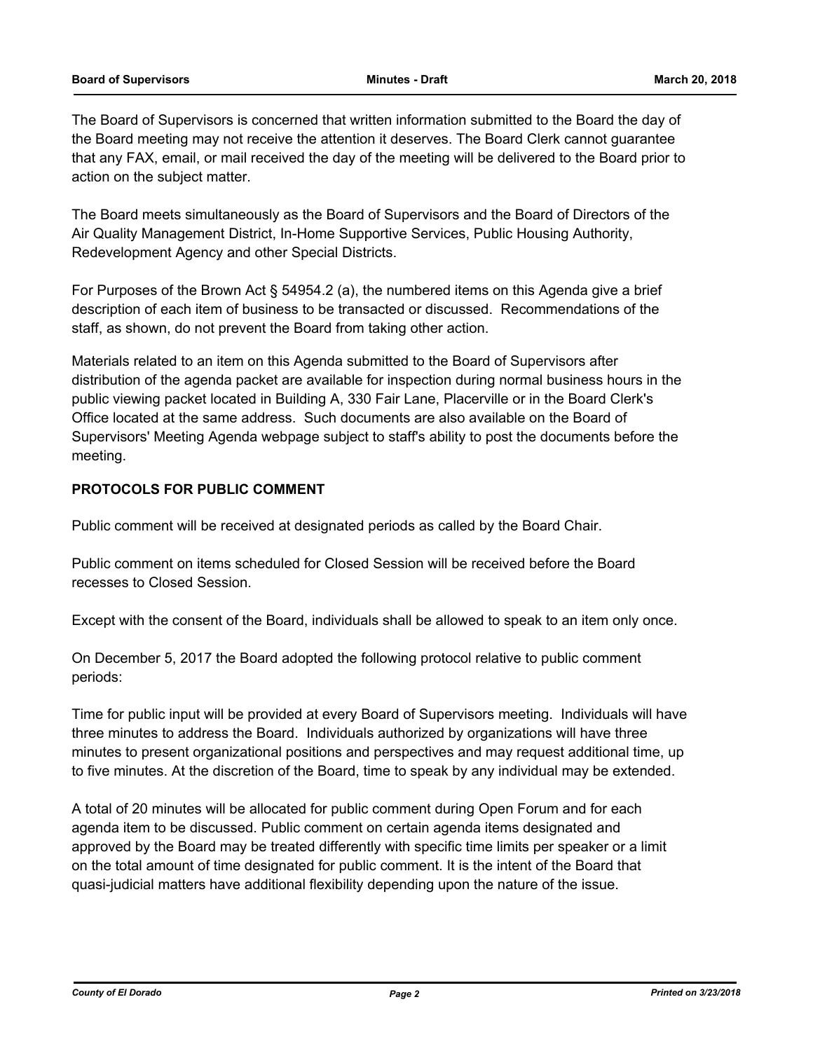The Board of Supervisors is concerned that written information submitted to the Board the day of the Board meeting may not receive the attention it deserves. The Board Clerk cannot guarantee that any FAX, email, or mail received the day of the meeting will be delivered to the Board prior to action on the subject matter.

The Board meets simultaneously as the Board of Supervisors and the Board of Directors of the Air Quality Management District, In-Home Supportive Services, Public Housing Authority, Redevelopment Agency and other Special Districts.

For Purposes of the Brown Act § 54954.2 (a), the numbered items on this Agenda give a brief description of each item of business to be transacted or discussed. Recommendations of the staff, as shown, do not prevent the Board from taking other action.

Materials related to an item on this Agenda submitted to the Board of Supervisors after distribution of the agenda packet are available for inspection during normal business hours in the public viewing packet located in Building A, 330 Fair Lane, Placerville or in the Board Clerk's Office located at the same address. Such documents are also available on the Board of Supervisors' Meeting Agenda webpage subject to staff's ability to post the documents before the meeting.

**PROTOCOLS FOR PUBLIC COMMENT**

Public comment will be received at designated periods as called by the Board Chair.

Public comment on items scheduled for Closed Session will be received before the Board recesses to Closed Session.

Except with the consent of the Board, individuals shall be allowed to speak to an item only once.

On December 5, 2017 the Board adopted the following protocol relative to public comment periods:

Time for public input will be provided at every Board of Supervisors meeting. Individuals will have three minutes to address the Board. Individuals authorized by organizations will have three minutes to present organizational positions and perspectives and may request additional time, up to five minutes. At the discretion of the Board, time to speak by any individual may be extended.

A total of 20 minutes will be allocated for public comment during Open Forum and for each agenda item to be discussed. Public comment on certain agenda items designated and approved by the Board may be treated differently with specific time limits per speaker or a limit on the total amount of time designated for public comment. It is the intent of the Board that quasi-judicial matters have additional flexibility depending upon the nature of the issue.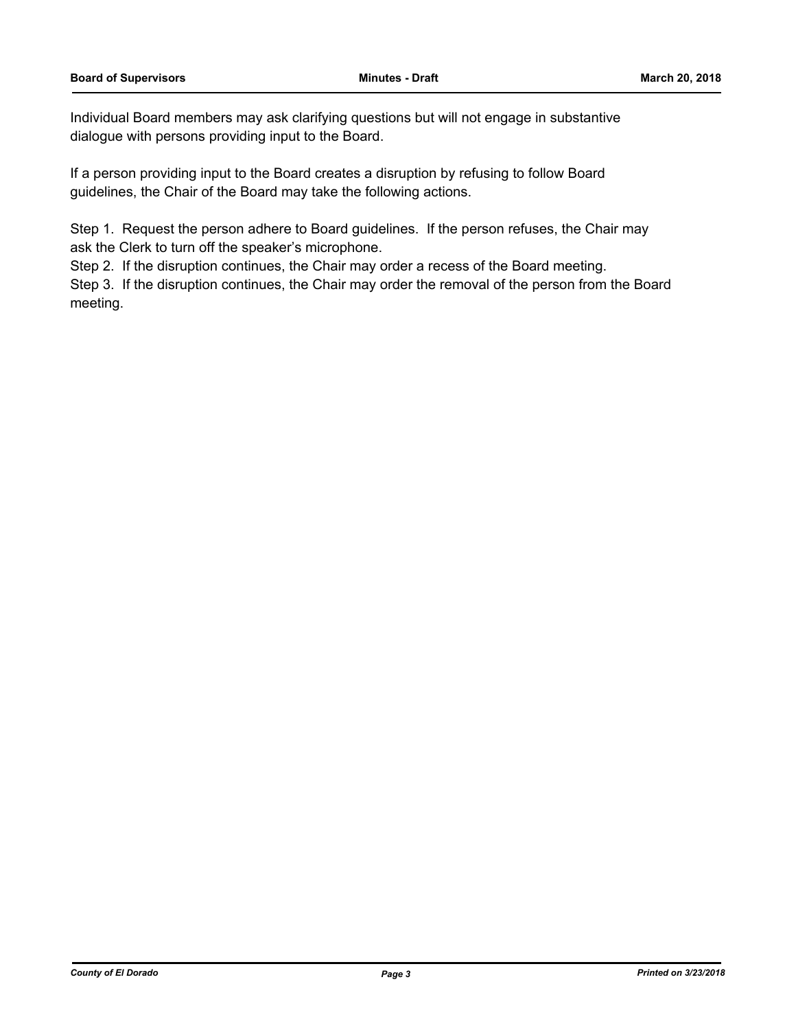Individual Board members may ask clarifying questions but will not engage in substantive dialogue with persons providing input to the Board.

If a person providing input to the Board creates a disruption by refusing to follow Board guidelines, the Chair of the Board may take the following actions.

Step 1. Request the person adhere to Board guidelines. If the person refuses, the Chair may ask the Clerk to turn off the speaker's microphone.
Step 2. If the disruption continues, the Chair may order a recess of the Board meeting.
Step 3. If the disruption continues, the Chair may order the removal of the person from the Board meeting.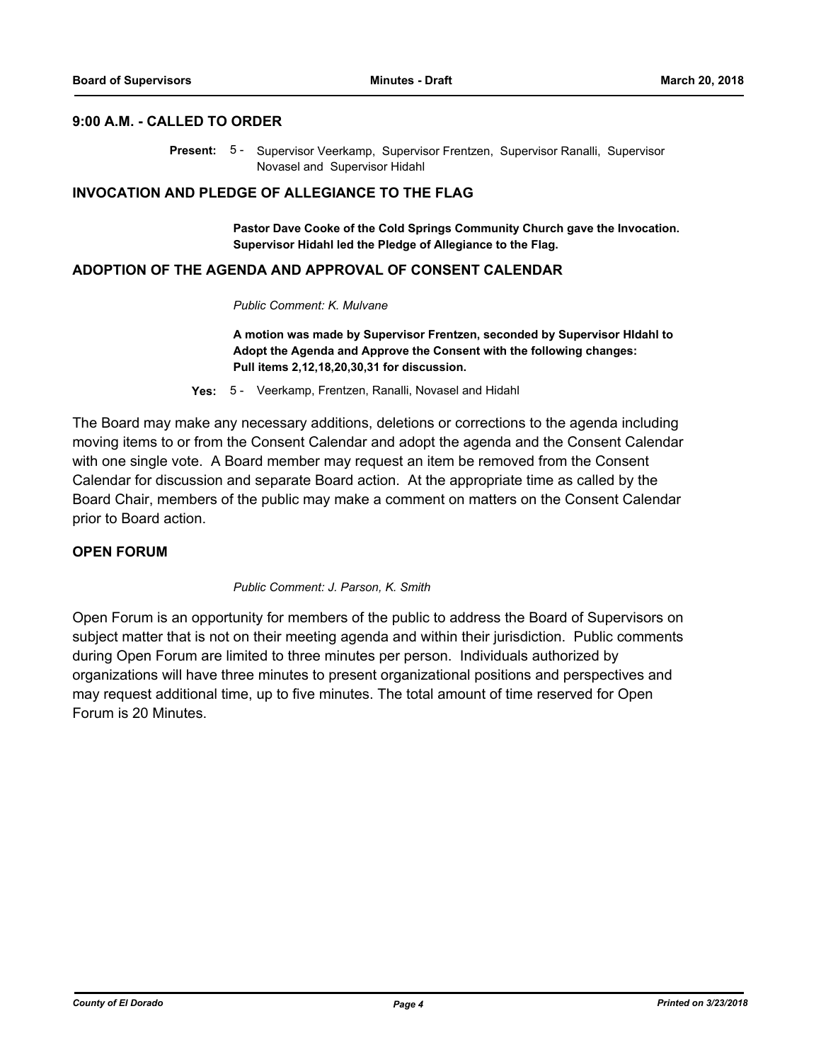### 9:00 A.M. - CALLED TO ORDER

**Present:** 5 - Supervisor Veerkamp, Supervisor Frentzen, Supervisor Ranalli, Supervisor Novasel and Supervisor Hidahl

### INVOCATION AND PLEDGE OF ALLEGIANCE TO THE FLAG

**Pastor Dave Cooke of the Cold Springs Community Church gave the Invocation. Supervisor Hidahl led the Pledge of Allegiance to the Flag.**

### ADOPTION OF THE AGENDA AND APPROVAL OF CONSENT CALENDAR

*Public Comment: K. Mulvane*

**A motion was made by Supervisor Frentzen, seconded by Supervisor HIdahl to Adopt the Agenda and Approve the Consent with the following changes: Pull items 2,12,18,20,30,31 for discussion.**

**Yes:** 5 - Veerkamp, Frentzen, Ranalli, Novasel and Hidahl

The Board may make any necessary additions, deletions or corrections to the agenda including moving items to or from the Consent Calendar and adopt the agenda and the Consent Calendar with one single vote. A Board member may request an item be removed from the Consent Calendar for discussion and separate Board action. At the appropriate time as called by the Board Chair, members of the public may make a comment on matters on the Consent Calendar prior to Board action.

### OPEN FORUM

*Public Comment: J. Parson, K. Smith*

Open Forum is an opportunity for members of the public to address the Board of Supervisors on subject matter that is not on their meeting agenda and within their jurisdiction. Public comments during Open Forum are limited to three minutes per person. Individuals authorized by organizations will have three minutes to present organizational positions and perspectives and may request additional time, up to five minutes. The total amount of time reserved for Open Forum is 20 Minutes.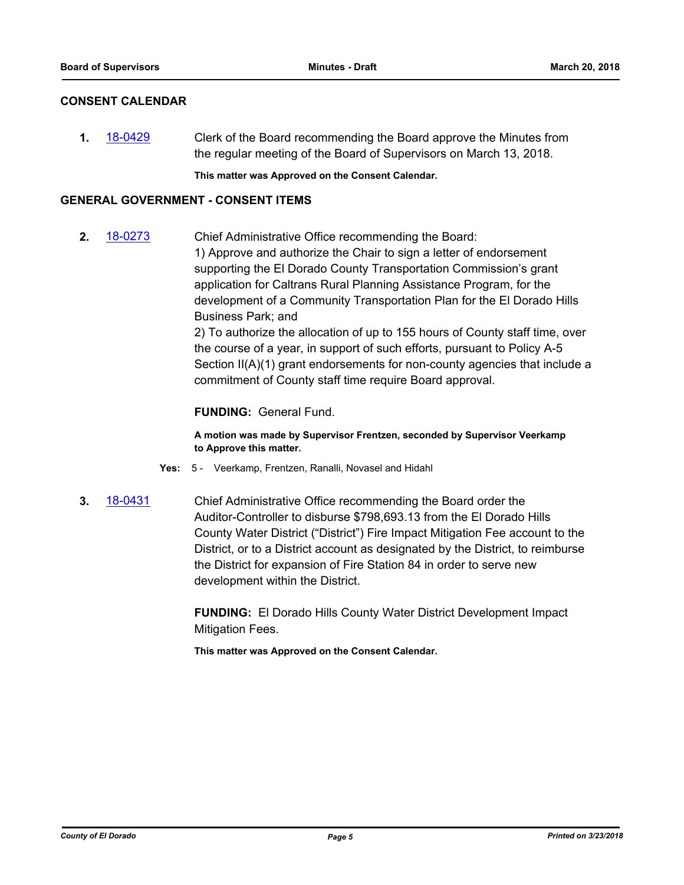## CONSENT CALENDAR

**1.** 18-0429 Clerk of the Board recommending the Board approve the Minutes from the regular meeting of the Board of Supervisors on March 13, 2018.

**This matter was Approved on the Consent Calendar.**

## GENERAL GOVERNMENT - CONSENT ITEMS

**2.** 18-0273 Chief Administrative Office recommending the Board:
1) Approve and authorize the Chair to sign a letter of endorsement supporting the El Dorado County Transportation Commission's grant application for Caltrans Rural Planning Assistance Program, for the development of a Community Transportation Plan for the El Dorado Hills Business Park; and
2) To authorize the allocation of up to 155 hours of County staff time, over the course of a year, in support of such efforts, pursuant to Policy A-5 Section II(A)(1) grant endorsements for non-county agencies that include a commitment of County staff time require Board approval.

**FUNDING:** General Fund.

**A motion was made by Supervisor Frentzen, seconded by Supervisor Veerkamp to Approve this matter.**

**Yes:** 5 - Veerkamp, Frentzen, Ranalli, Novasel and Hidahl

**3.** 18-0431 Chief Administrative Office recommending the Board order the Auditor-Controller to disburse $798,693.13 from the El Dorado Hills County Water District ("District") Fire Impact Mitigation Fee account to the District, or to a District account as designated by the District, to reimburse the District for expansion of Fire Station 84 in order to serve new development within the District.

**FUNDING:** El Dorado Hills County Water District Development Impact Mitigation Fees.

**This matter was Approved on the Consent Calendar.**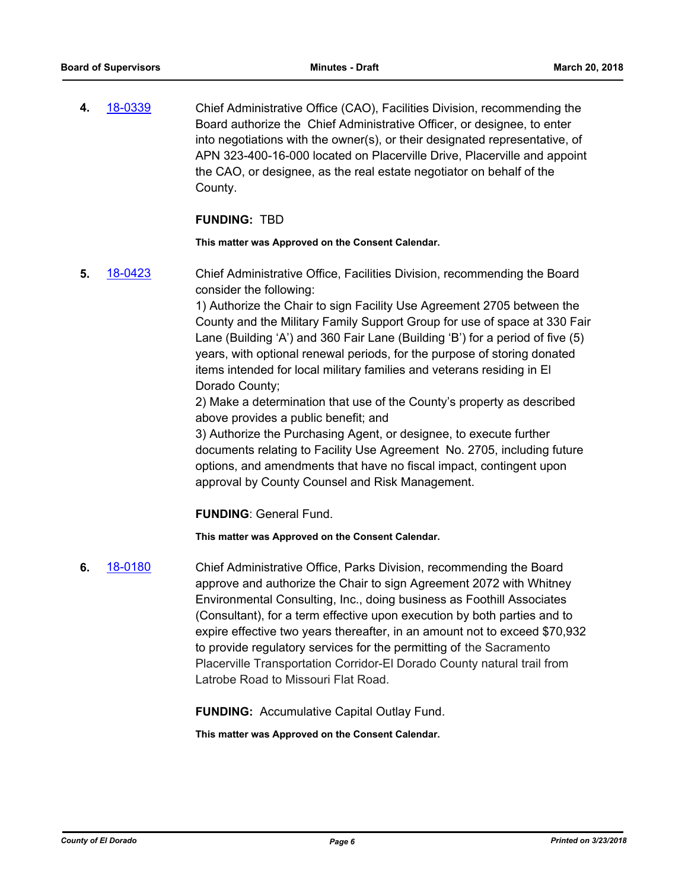**4.** [18-0339](18-0339) Chief Administrative Office (CAO), Facilities Division, recommending the Board authorize the Chief Administrative Officer, or designee, to enter into negotiations with the owner(s), or their designated representative, of APN 323-400-16-000 located on Placerville Drive, Placerville and appoint the CAO, or designee, as the real estate negotiator on behalf of the County.

**FUNDING:** TBD

**This matter was Approved on the Consent Calendar.**

**5.** [18-0423](18-0423) Chief Administrative Office, Facilities Division, recommending the Board consider the following:

1) Authorize the Chair to sign Facility Use Agreement 2705 between the County and the Military Family Support Group for use of space at 330 Fair Lane (Building 'A') and 360 Fair Lane (Building 'B') for a period of five (5) years, with optional renewal periods, for the purpose of storing donated items intended for local military families and veterans residing in El Dorado County;

2) Make a determination that use of the County's property as described above provides a public benefit; and

3) Authorize the Purchasing Agent, or designee, to execute further documents relating to Facility Use Agreement No. 2705, including future options, and amendments that have no fiscal impact, contingent upon approval by County Counsel and Risk Management.

**FUNDING**: General Fund.

**This matter was Approved on the Consent Calendar.**

**6.** [18-0180](18-0180) Chief Administrative Office, Parks Division, recommending the Board approve and authorize the Chair to sign Agreement 2072 with Whitney Environmental Consulting, Inc., doing business as Foothill Associates (Consultant), for a term effective upon execution by both parties and to expire effective two years thereafter, in an amount not to exceed $70,932 to provide regulatory services for the permitting of the Sacramento Placerville Transportation Corridor-El Dorado County natural trail from Latrobe Road to Missouri Flat Road.

**FUNDING:** Accumulative Capital Outlay Fund.

**This matter was Approved on the Consent Calendar.**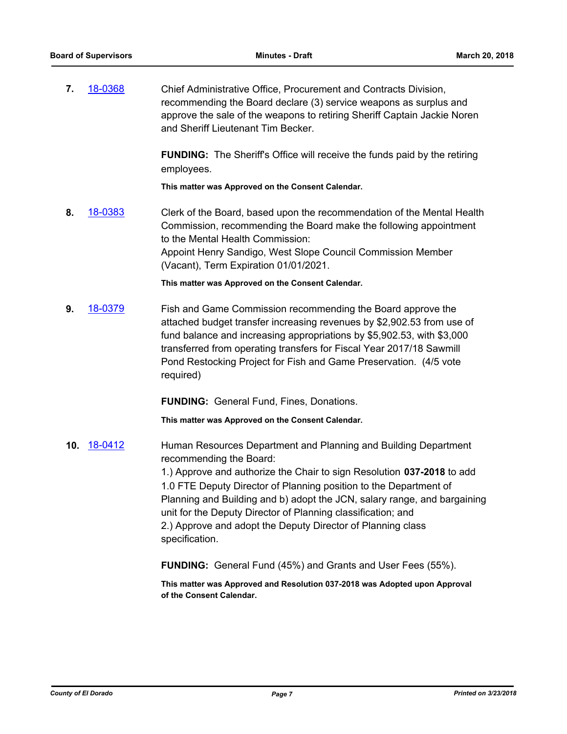**7.** 18-0368 Chief Administrative Office, Procurement and Contracts Division, recommending the Board declare (3) service weapons as surplus and approve the sale of the weapons to retiring Sheriff Captain Jackie Noren and Sheriff Lieutenant Tim Becker.

**FUNDING:** The Sheriff's Office will receive the funds paid by the retiring employees.

**This matter was Approved on the Consent Calendar.**

**8.** 18-0383 Clerk of the Board, based upon the recommendation of the Mental Health Commission, recommending the Board make the following appointment to the Mental Health Commission:
Appoint Henry Sandigo, West Slope Council Commission Member (Vacant), Term Expiration 01/01/2021.

**This matter was Approved on the Consent Calendar.**

**9.** 18-0379 Fish and Game Commission recommending the Board approve the attached budget transfer increasing revenues by $2,902.53 from use of fund balance and increasing appropriations by $5,902.53, with $3,000 transferred from operating transfers for Fiscal Year 2017/18 Sawmill Pond Restocking Project for Fish and Game Preservation. (4/5 vote required)

**FUNDING:** General Fund, Fines, Donations.

**This matter was Approved on the Consent Calendar.**

**10.** 18-0412 Human Resources Department and Planning and Building Department recommending the Board:
1.) Approve and authorize the Chair to sign Resolution **037-2018** to add 1.0 FTE Deputy Director of Planning position to the Department of Planning and Building and b) adopt the JCN, salary range, and bargaining unit for the Deputy Director of Planning classification; and
2.) Approve and adopt the Deputy Director of Planning class specification.

**FUNDING:** General Fund (45%) and Grants and User Fees (55%).

**This matter was Approved and Resolution 037-2018 was Adopted upon Approval of the Consent Calendar.**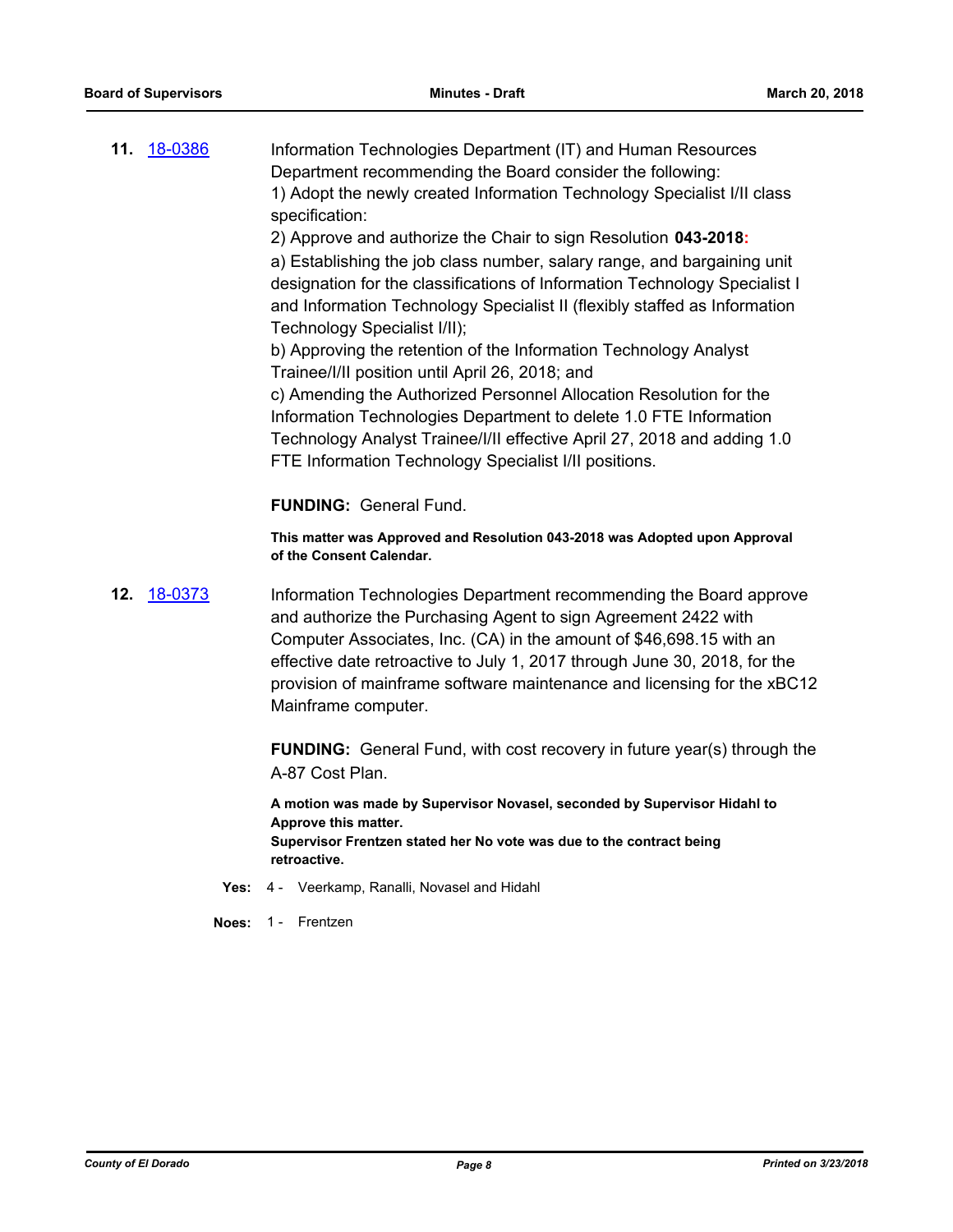**11.** 18-0386

Information Technologies Department (IT) and Human Resources Department recommending the Board consider the following:

1) Adopt the newly created Information Technology Specialist I/II class specification:

2) Approve and authorize the Chair to sign Resolution **043-2018:**

a) Establishing the job class number, salary range, and bargaining unit designation for the classifications of Information Technology Specialist I and Information Technology Specialist II (flexibly staffed as Information Technology Specialist I/II);

b) Approving the retention of the Information Technology Analyst Trainee/I/II position until April 26, 2018; and

c) Amending the Authorized Personnel Allocation Resolution for the Information Technologies Department to delete 1.0 FTE Information Technology Analyst Trainee/I/II effective April 27, 2018 and adding 1.0 FTE Information Technology Specialist I/II positions.

**FUNDING:** General Fund.

**This matter was Approved and Resolution 043-2018 was Adopted upon Approval of the Consent Calendar.**

**12.** 18-0373

Information Technologies Department recommending the Board approve and authorize the Purchasing Agent to sign Agreement 2422 with Computer Associates, Inc. (CA) in the amount of $46,698.15 with an effective date retroactive to July 1, 2017 through June 30, 2018, for the provision of mainframe software maintenance and licensing for the xBC12 Mainframe computer.

**FUNDING:** General Fund, with cost recovery in future year(s) through the A-87 Cost Plan.

**A motion was made by Supervisor Novasel, seconded by Supervisor Hidahl to Approve this matter.**
**Supervisor Frentzen stated her No vote was due to the contract being retroactive.**

**Yes:** 4 - Veerkamp, Ranalli, Novasel and Hidahl

**Noes:** 1 - Frentzen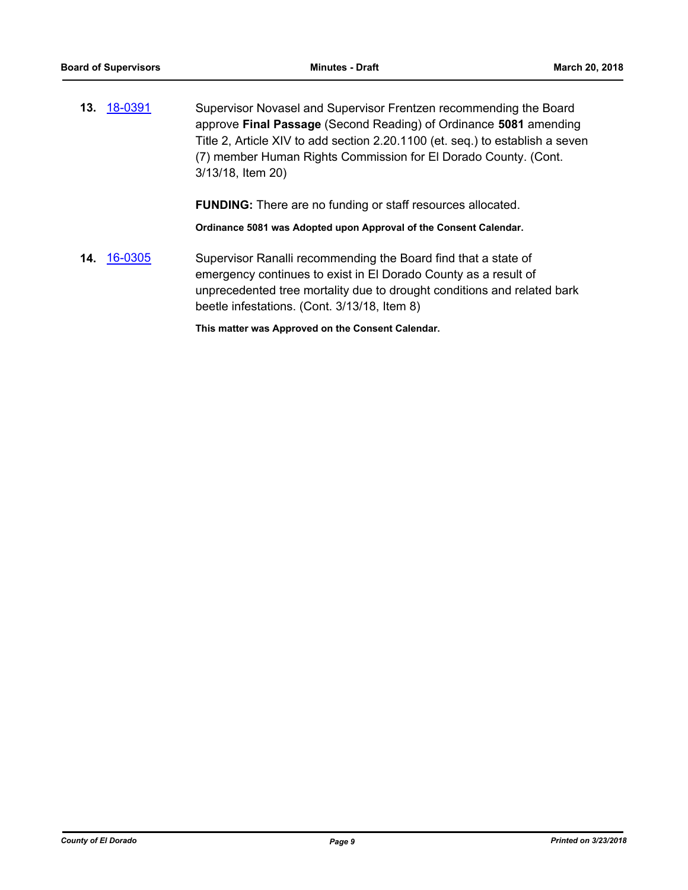**13.** 18-0391

Supervisor Novasel and Supervisor Frentzen recommending the Board approve **Final Passage** (Second Reading) of Ordinance **5081** amending Title 2, Article XIV to add section 2.20.1100 (et. seq.) to establish a seven (7) member Human Rights Commission for El Dorado County. (Cont. 3/13/18, Item 20)

**FUNDING:** There are no funding or staff resources allocated.

**Ordinance 5081 was Adopted upon Approval of the Consent Calendar.**

**14.** 16-0305

Supervisor Ranalli recommending the Board find that a state of emergency continues to exist in El Dorado County as a result of unprecedented tree mortality due to drought conditions and related bark beetle infestations. (Cont. 3/13/18, Item 8)

**This matter was Approved on the Consent Calendar.**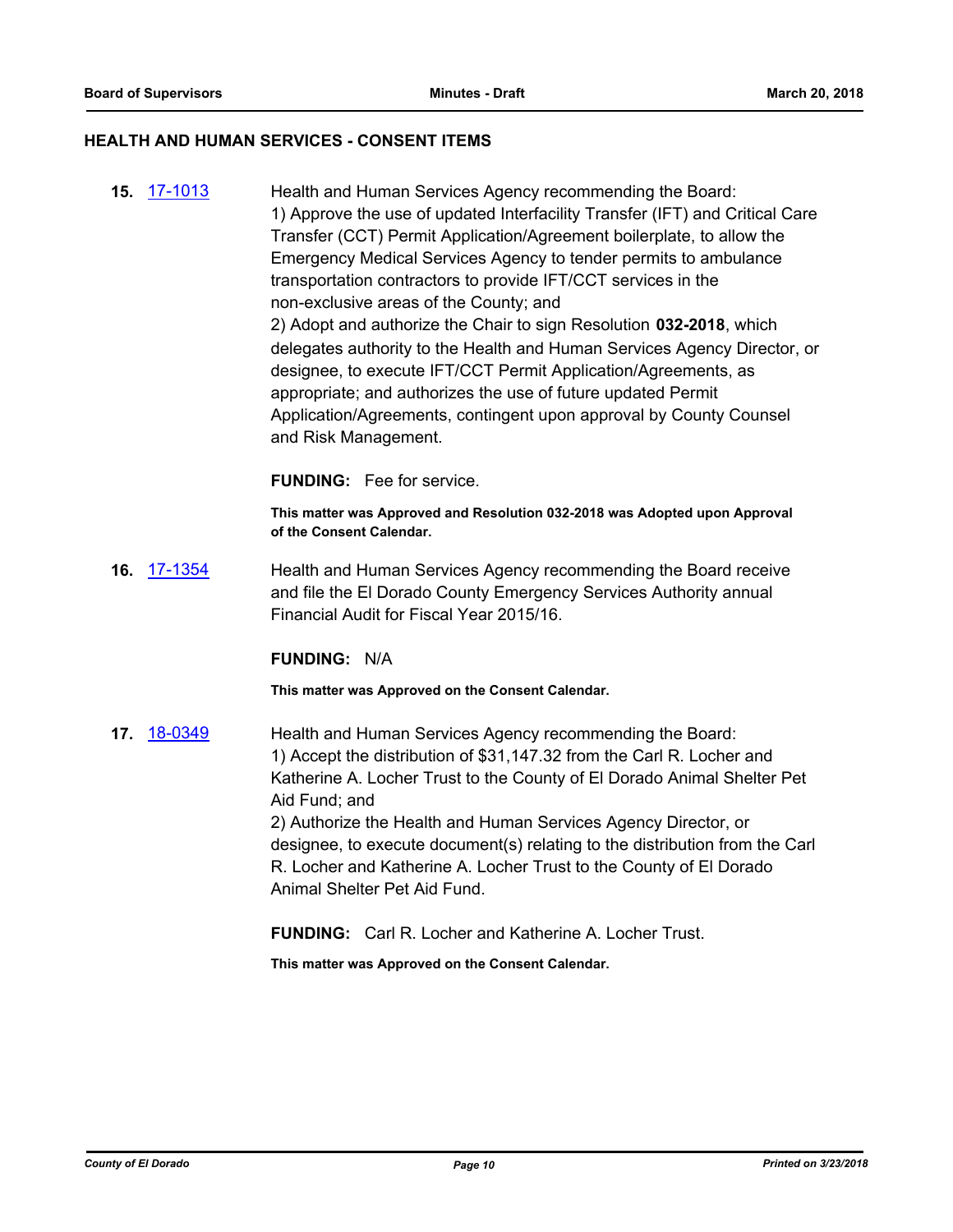## HEALTH AND HUMAN SERVICES - CONSENT ITEMS

**15.** 17-1013

Health and Human Services Agency recommending the Board:
1) Approve the use of updated Interfacility Transfer (IFT) and Critical Care Transfer (CCT) Permit Application/Agreement boilerplate, to allow the Emergency Medical Services Agency to tender permits to ambulance transportation contractors to provide IFT/CCT services in the non-exclusive areas of the County; and
2) Adopt and authorize the Chair to sign Resolution **032-2018**, which delegates authority to the Health and Human Services Agency Director, or designee, to execute IFT/CCT Permit Application/Agreements, as appropriate; and authorizes the use of future updated Permit Application/Agreements, contingent upon approval by County Counsel and Risk Management.

**FUNDING:** Fee for service.

**This matter was Approved and Resolution 032-2018 was Adopted upon Approval of the Consent Calendar.**

**16.** 17-1354

Health and Human Services Agency recommending the Board receive and file the El Dorado County Emergency Services Authority annual Financial Audit for Fiscal Year 2015/16.

**FUNDING:** N/A

**This matter was Approved on the Consent Calendar.**

**17.** 18-0349

Health and Human Services Agency recommending the Board:
1) Accept the distribution of $31,147.32 from the Carl R. Locher and Katherine A. Locher Trust to the County of El Dorado Animal Shelter Pet Aid Fund; and
2) Authorize the Health and Human Services Agency Director, or designee, to execute document(s) relating to the distribution from the Carl R. Locher and Katherine A. Locher Trust to the County of El Dorado Animal Shelter Pet Aid Fund.

**FUNDING:** Carl R. Locher and Katherine A. Locher Trust.

**This matter was Approved on the Consent Calendar.**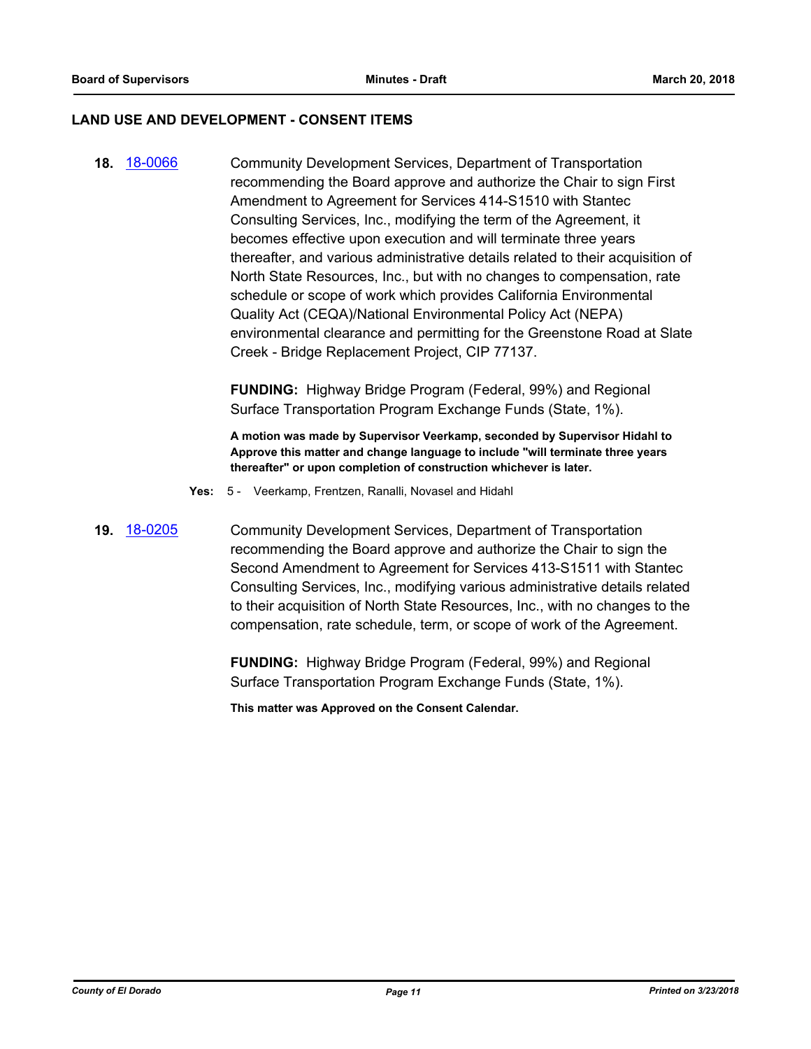## LAND USE AND DEVELOPMENT - CONSENT ITEMS

**18.** 18-0066 Community Development Services, Department of Transportation recommending the Board approve and authorize the Chair to sign First Amendment to Agreement for Services 414-S1510 with Stantec Consulting Services, Inc., modifying the term of the Agreement, it becomes effective upon execution and will terminate three years thereafter, and various administrative details related to their acquisition of North State Resources, Inc., but with no changes to compensation, rate schedule or scope of work which provides California Environmental Quality Act (CEQA)/National Environmental Policy Act (NEPA) environmental clearance and permitting for the Greenstone Road at Slate Creek - Bridge Replacement Project, CIP 77137.

**FUNDING:** Highway Bridge Program (Federal, 99%) and Regional Surface Transportation Program Exchange Funds (State, 1%).

**A motion was made by Supervisor Veerkamp, seconded by Supervisor Hidahl to Approve this matter and change language to include "will terminate three years thereafter" or upon completion of construction whichever is later.**

**Yes:** 5 - Veerkamp, Frentzen, Ranalli, Novasel and Hidahl

**19.** 18-0205 Community Development Services, Department of Transportation recommending the Board approve and authorize the Chair to sign the Second Amendment to Agreement for Services 413-S1511 with Stantec Consulting Services, Inc., modifying various administrative details related to their acquisition of North State Resources, Inc., with no changes to the compensation, rate schedule, term, or scope of work of the Agreement.

**FUNDING:** Highway Bridge Program (Federal, 99%) and Regional Surface Transportation Program Exchange Funds (State, 1%).

**This matter was Approved on the Consent Calendar.**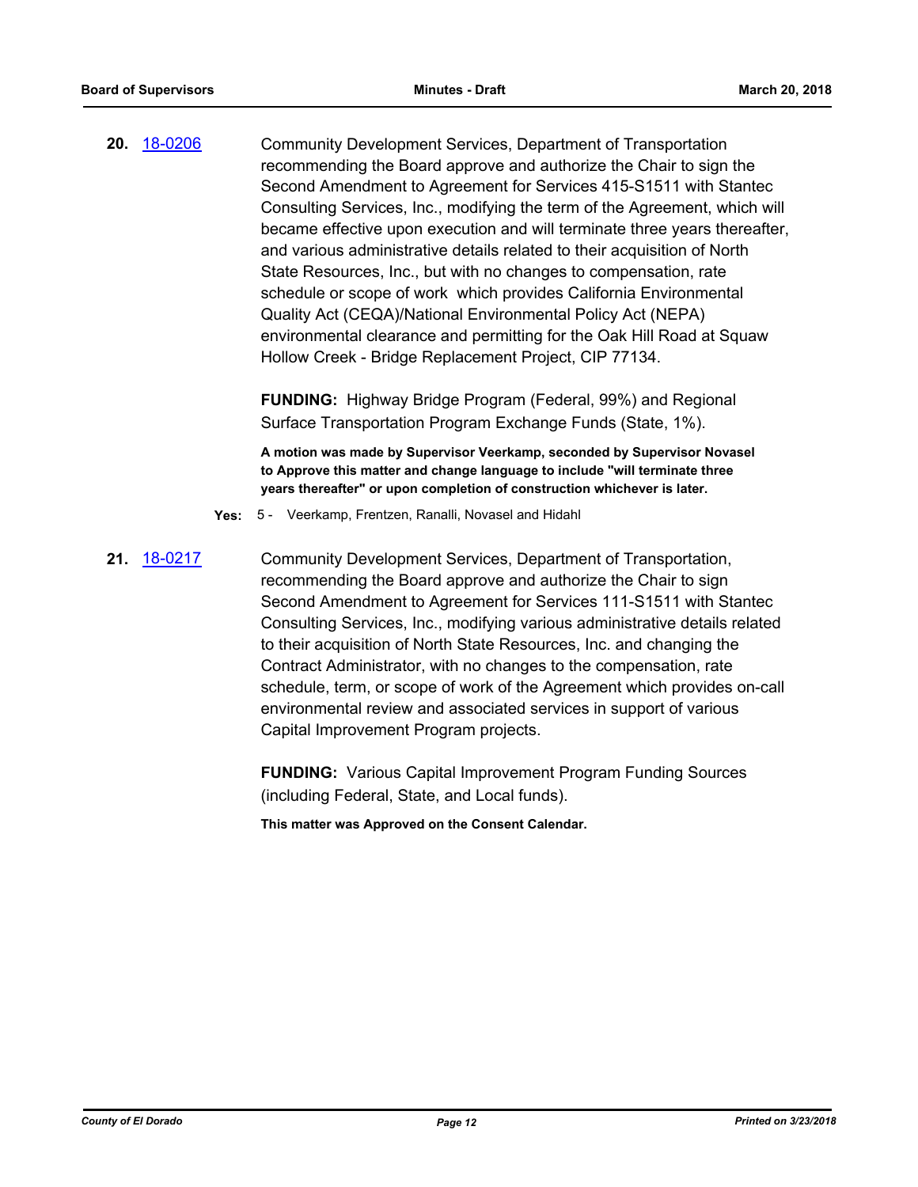**20.** 18-0206 Community Development Services, Department of Transportation recommending the Board approve and authorize the Chair to sign the Second Amendment to Agreement for Services 415-S1511 with Stantec Consulting Services, Inc., modifying the term of the Agreement, which will became effective upon execution and will terminate three years thereafter, and various administrative details related to their acquisition of North State Resources, Inc., but with no changes to compensation, rate schedule or scope of work which provides California Environmental Quality Act (CEQA)/National Environmental Policy Act (NEPA) environmental clearance and permitting for the Oak Hill Road at Squaw Hollow Creek - Bridge Replacement Project, CIP 77134.

**FUNDING:** Highway Bridge Program (Federal, 99%) and Regional Surface Transportation Program Exchange Funds (State, 1%).

**A motion was made by Supervisor Veerkamp, seconded by Supervisor Novasel to Approve this matter and change language to include "will terminate three years thereafter" or upon completion of construction whichever is later.**

**Yes:** 5 - Veerkamp, Frentzen, Ranalli, Novasel and Hidahl

**21.** 18-0217 Community Development Services, Department of Transportation, recommending the Board approve and authorize the Chair to sign Second Amendment to Agreement for Services 111-S1511 with Stantec Consulting Services, Inc., modifying various administrative details related to their acquisition of North State Resources, Inc. and changing the Contract Administrator, with no changes to the compensation, rate schedule, term, or scope of work of the Agreement which provides on-call environmental review and associated services in support of various Capital Improvement Program projects.

**FUNDING:** Various Capital Improvement Program Funding Sources (including Federal, State, and Local funds).

**This matter was Approved on the Consent Calendar.**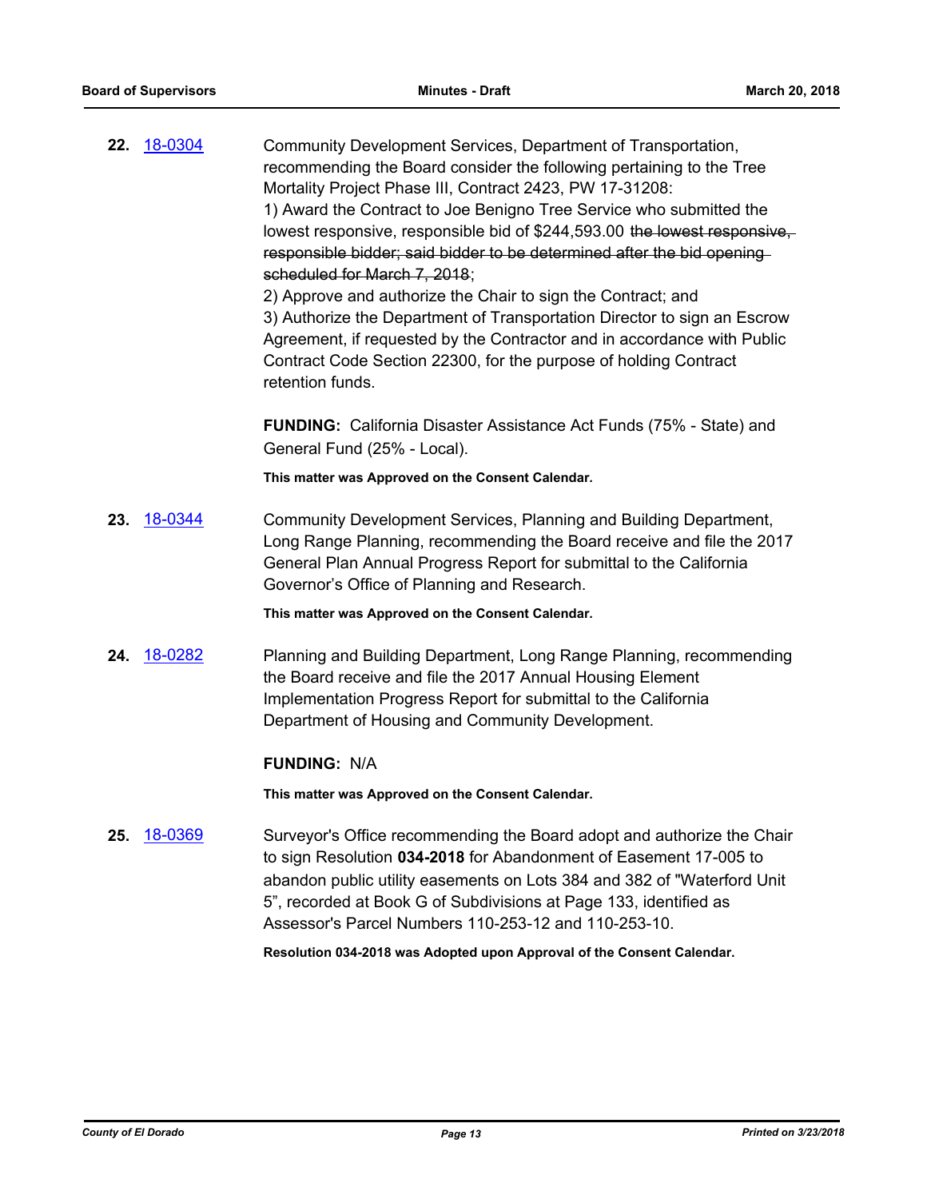**22.** 18-0304

Community Development Services, Department of Transportation, recommending the Board consider the following pertaining to the Tree Mortality Project Phase III, Contract 2423, PW 17-31208:

1) Award the Contract to Joe Benigno Tree Service who submitted the lowest responsive, responsible bid of $244,593.00 ~~the lowest responsive, responsible bidder; said bidder to be determined after the bid opening scheduled for March 7, 2018~~;

2) Approve and authorize the Chair to sign the Contract; and

3) Authorize the Department of Transportation Director to sign an Escrow Agreement, if requested by the Contractor and in accordance with Public Contract Code Section 22300, for the purpose of holding Contract retention funds.

**FUNDING:** California Disaster Assistance Act Funds (75% - State) and General Fund (25% - Local).

**This matter was Approved on the Consent Calendar.**

**23.** 18-0344

Community Development Services, Planning and Building Department, Long Range Planning, recommending the Board receive and file the 2017 General Plan Annual Progress Report for submittal to the California Governor's Office of Planning and Research.

**This matter was Approved on the Consent Calendar.**

**24.** 18-0282

Planning and Building Department, Long Range Planning, recommending the Board receive and file the 2017 Annual Housing Element Implementation Progress Report for submittal to the California Department of Housing and Community Development.

**FUNDING:** N/A

**This matter was Approved on the Consent Calendar.**

**25.** 18-0369

Surveyor's Office recommending the Board adopt and authorize the Chair to sign Resolution **034-2018** for Abandonment of Easement 17-005 to abandon public utility easements on Lots 384 and 382 of "Waterford Unit 5", recorded at Book G of Subdivisions at Page 133, identified as Assessor's Parcel Numbers 110-253-12 and 110-253-10.

**Resolution 034-2018 was Adopted upon Approval of the Consent Calendar.**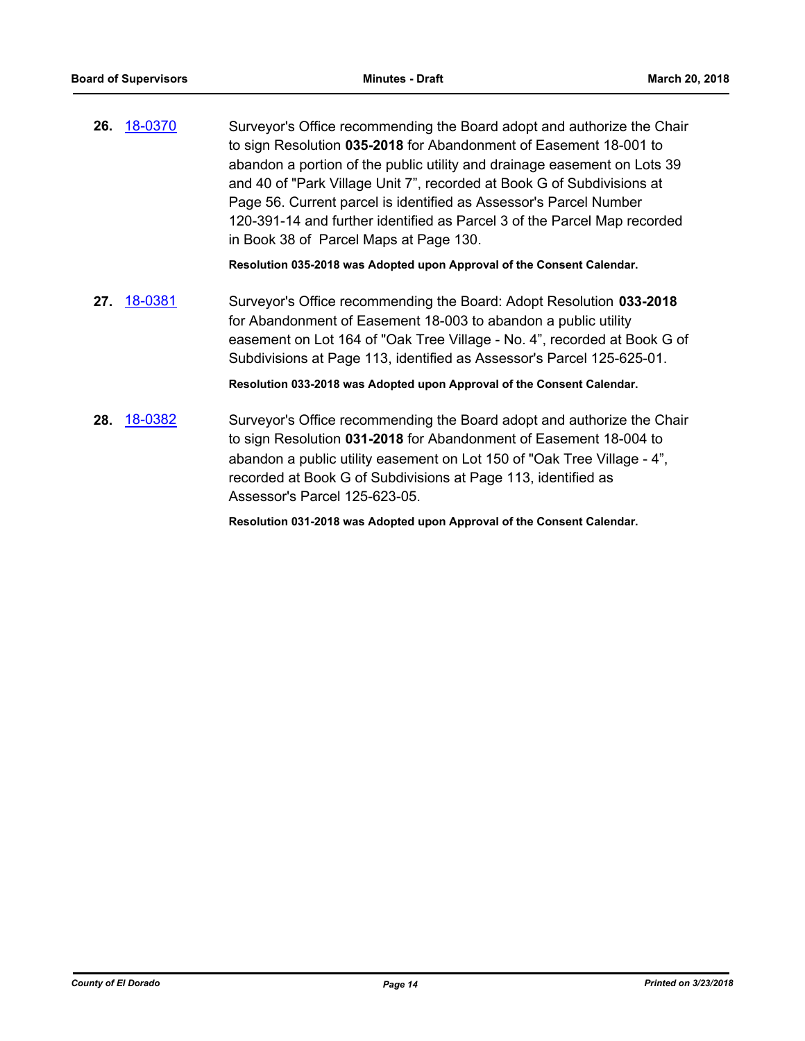**26.** 18-0370

Surveyor's Office recommending the Board adopt and authorize the Chair to sign Resolution **035-2018** for Abandonment of Easement 18-001 to abandon a portion of the public utility and drainage easement on Lots 39 and 40 of "Park Village Unit 7", recorded at Book G of Subdivisions at Page 56. Current parcel is identified as Assessor's Parcel Number 120-391-14 and further identified as Parcel 3 of the Parcel Map recorded in Book 38 of Parcel Maps at Page 130.

**Resolution 035-2018 was Adopted upon Approval of the Consent Calendar.**

**27.** 18-0381

Surveyor's Office recommending the Board: Adopt Resolution **033-2018** for Abandonment of Easement 18-003 to abandon a public utility easement on Lot 164 of "Oak Tree Village - No. 4", recorded at Book G of Subdivisions at Page 113, identified as Assessor's Parcel 125-625-01.

**Resolution 033-2018 was Adopted upon Approval of the Consent Calendar.**

**28.** 18-0382

Surveyor's Office recommending the Board adopt and authorize the Chair to sign Resolution **031-2018** for Abandonment of Easement 18-004 to abandon a public utility easement on Lot 150 of "Oak Tree Village - 4", recorded at Book G of Subdivisions at Page 113, identified as Assessor's Parcel 125-623-05.

**Resolution 031-2018 was Adopted upon Approval of the Consent Calendar.**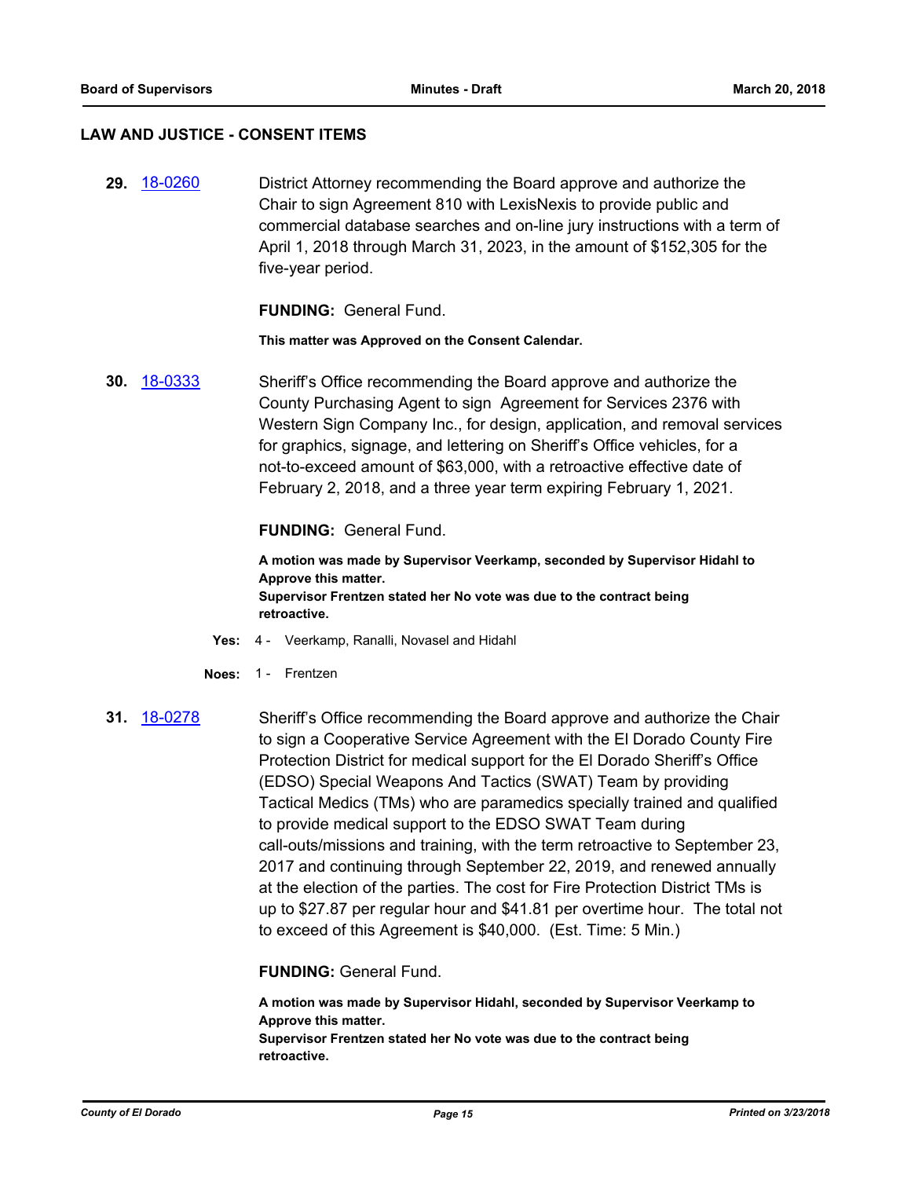## LAW AND JUSTICE - CONSENT ITEMS

**29.** [18-0260](18-0260) District Attorney recommending the Board approve and authorize the Chair to sign Agreement 810 with LexisNexis to provide public and commercial database searches and on-line jury instructions with a term of April 1, 2018 through March 31, 2023, in the amount of $152,305 for the five-year period.

**FUNDING:** General Fund.

**This matter was Approved on the Consent Calendar.**

**30.** [18-0333](18-0333) Sheriff's Office recommending the Board approve and authorize the County Purchasing Agent to sign Agreement for Services 2376 with Western Sign Company Inc., for design, application, and removal services for graphics, signage, and lettering on Sheriff's Office vehicles, for a not-to-exceed amount of $63,000, with a retroactive effective date of February 2, 2018, and a three year term expiring February 1, 2021.

**FUNDING:** General Fund.

**A motion was made by Supervisor Veerkamp, seconded by Supervisor Hidahl to Approve this matter.**
**Supervisor Frentzen stated her No vote was due to the contract being retroactive.**

**Yes:** 4 - Veerkamp, Ranalli, Novasel and Hidahl

**Noes:** 1 - Frentzen

**31.** [18-0278](18-0278) Sheriff's Office recommending the Board approve and authorize the Chair to sign a Cooperative Service Agreement with the El Dorado County Fire Protection District for medical support for the El Dorado Sheriff's Office (EDSO) Special Weapons And Tactics (SWAT) Team by providing Tactical Medics (TMs) who are paramedics specially trained and qualified to provide medical support to the EDSO SWAT Team during call-outs/missions and training, with the term retroactive to September 23, 2017 and continuing through September 22, 2019, and renewed annually at the election of the parties. The cost for Fire Protection District TMs is up to $27.87 per regular hour and $41.81 per overtime hour. The total not to exceed of this Agreement is $40,000. (Est. Time: 5 Min.)

**FUNDING:** General Fund.

**A motion was made by Supervisor Hidahl, seconded by Supervisor Veerkamp to Approve this matter.**
**Supervisor Frentzen stated her No vote was due to the contract being retroactive.**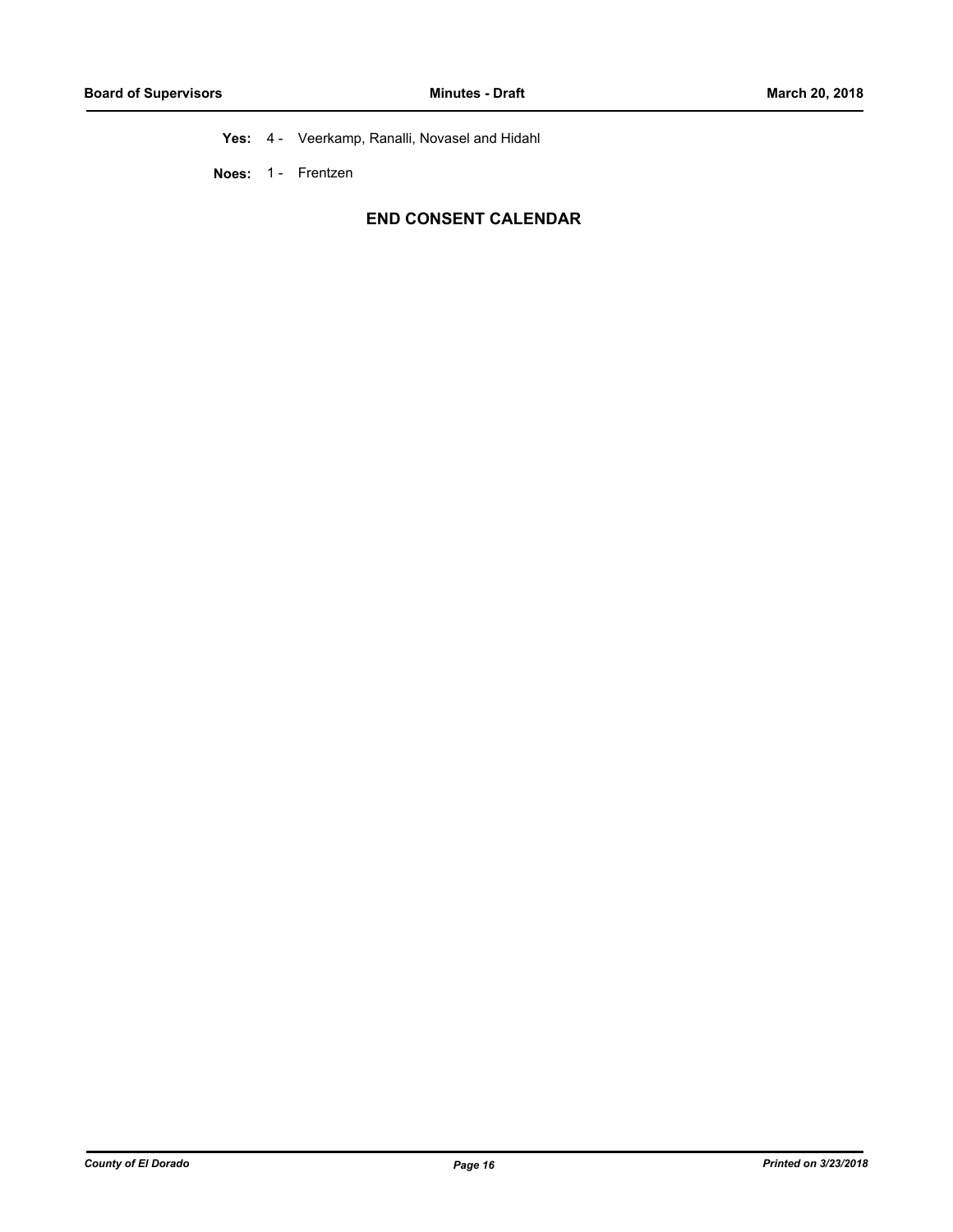**Yes:** 4 - Veerkamp, Ranalli, Novasel and Hidahl

**Noes:** 1 - Frentzen

## END CONSENT CALENDAR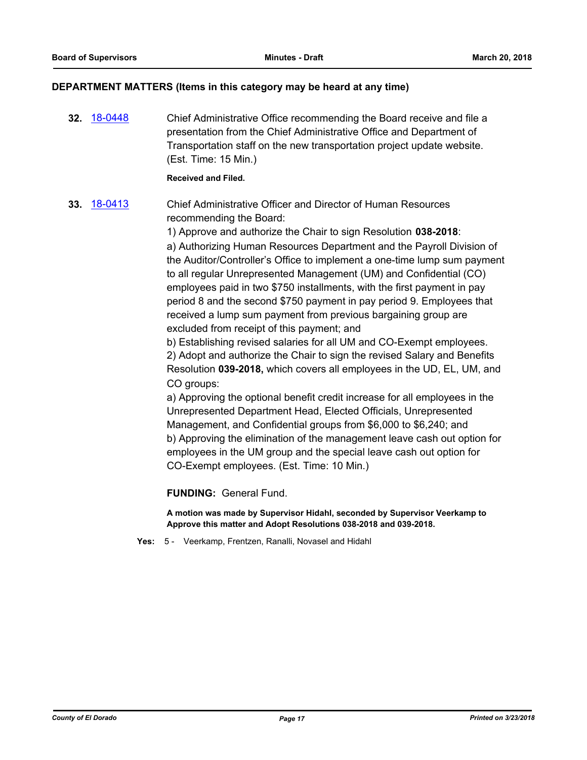## DEPARTMENT MATTERS (Items in this category may be heard at any time)

**32.** [18-0448](18-0448) Chief Administrative Office recommending the Board receive and file a presentation from the Chief Administrative Office and Department of Transportation staff on the new transportation project update website. (Est. Time: 15 Min.)

**Received and Filed.**

**33.** [18-0413](18-0413) Chief Administrative Officer and Director of Human Resources recommending the Board:

1) Approve and authorize the Chair to sign Resolution **038-2018**:

a) Authorizing Human Resources Department and the Payroll Division of the Auditor/Controller's Office to implement a one-time lump sum payment to all regular Unrepresented Management (UM) and Confidential (CO) employees paid in two $750 installments, with the first payment in pay period 8 and the second $750 payment in pay period 9. Employees that received a lump sum payment from previous bargaining group are excluded from receipt of this payment; and

b) Establishing revised salaries for all UM and CO-Exempt employees.

2) Adopt and authorize the Chair to sign the revised Salary and Benefits Resolution **039-2018,** which covers all employees in the UD, EL, UM, and CO groups:

a) Approving the optional benefit credit increase for all employees in the Unrepresented Department Head, Elected Officials, Unrepresented Management, and Confidential groups from $6,000 to $6,240; and

b) Approving the elimination of the management leave cash out option for employees in the UM group and the special leave cash out option for CO-Exempt employees. (Est. Time: 10 Min.)

**FUNDING:** General Fund.

**A motion was made by Supervisor Hidahl, seconded by Supervisor Veerkamp to Approve this matter and Adopt Resolutions 038-2018 and 039-2018.**

**Yes:** 5 - Veerkamp, Frentzen, Ranalli, Novasel and Hidahl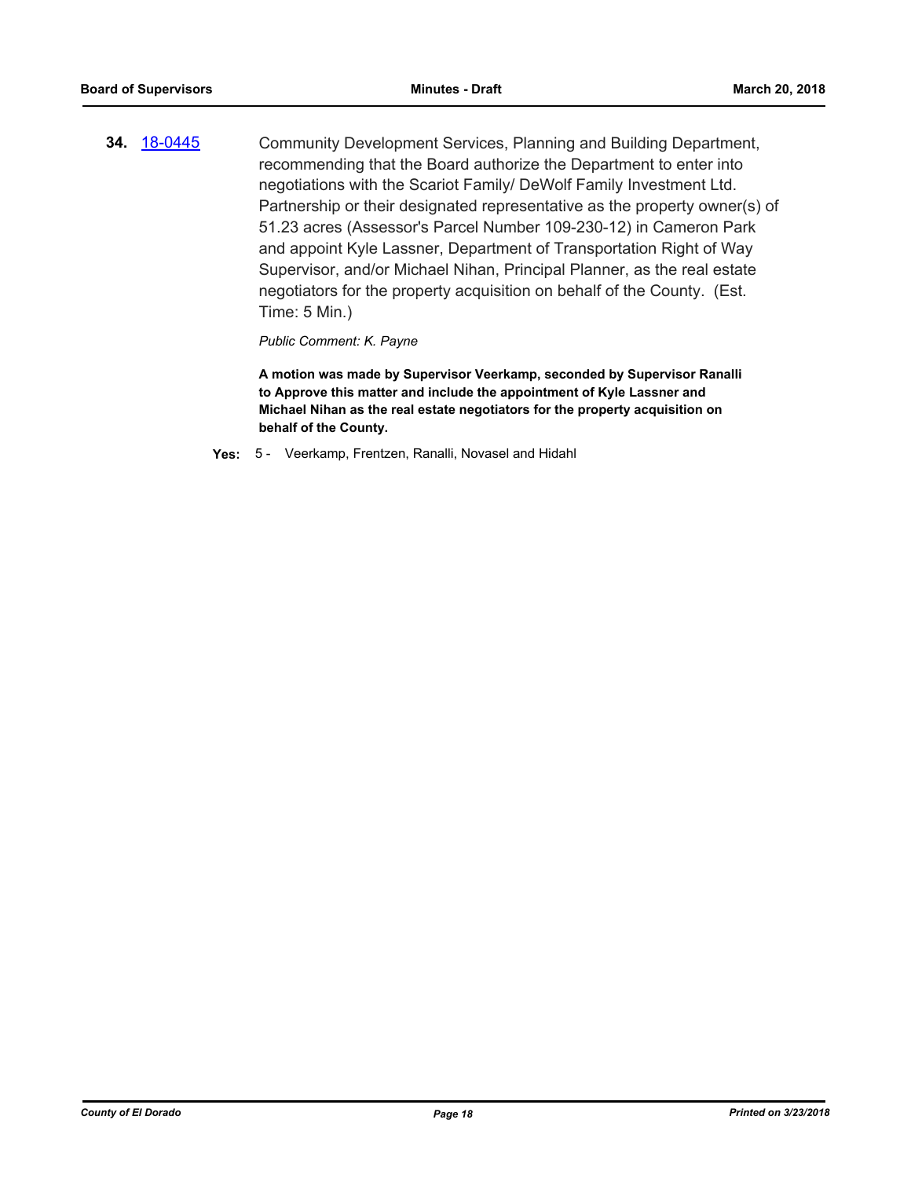**34.** 18-0445 Community Development Services, Planning and Building Department, recommending that the Board authorize the Department to enter into negotiations with the Scariot Family/ DeWolf Family Investment Ltd. Partnership or their designated representative as the property owner(s) of 51.23 acres (Assessor's Parcel Number 109-230-12) in Cameron Park and appoint Kyle Lassner, Department of Transportation Right of Way Supervisor, and/or Michael Nihan, Principal Planner, as the real estate negotiators for the property acquisition on behalf of the County. (Est. Time: 5 Min.)

*Public Comment: K. Payne*

**A motion was made by Supervisor Veerkamp, seconded by Supervisor Ranalli to Approve this matter and include the appointment of Kyle Lassner and Michael Nihan as the real estate negotiators for the property acquisition on behalf of the County.**

**Yes:** 5 - Veerkamp, Frentzen, Ranalli, Novasel and Hidahl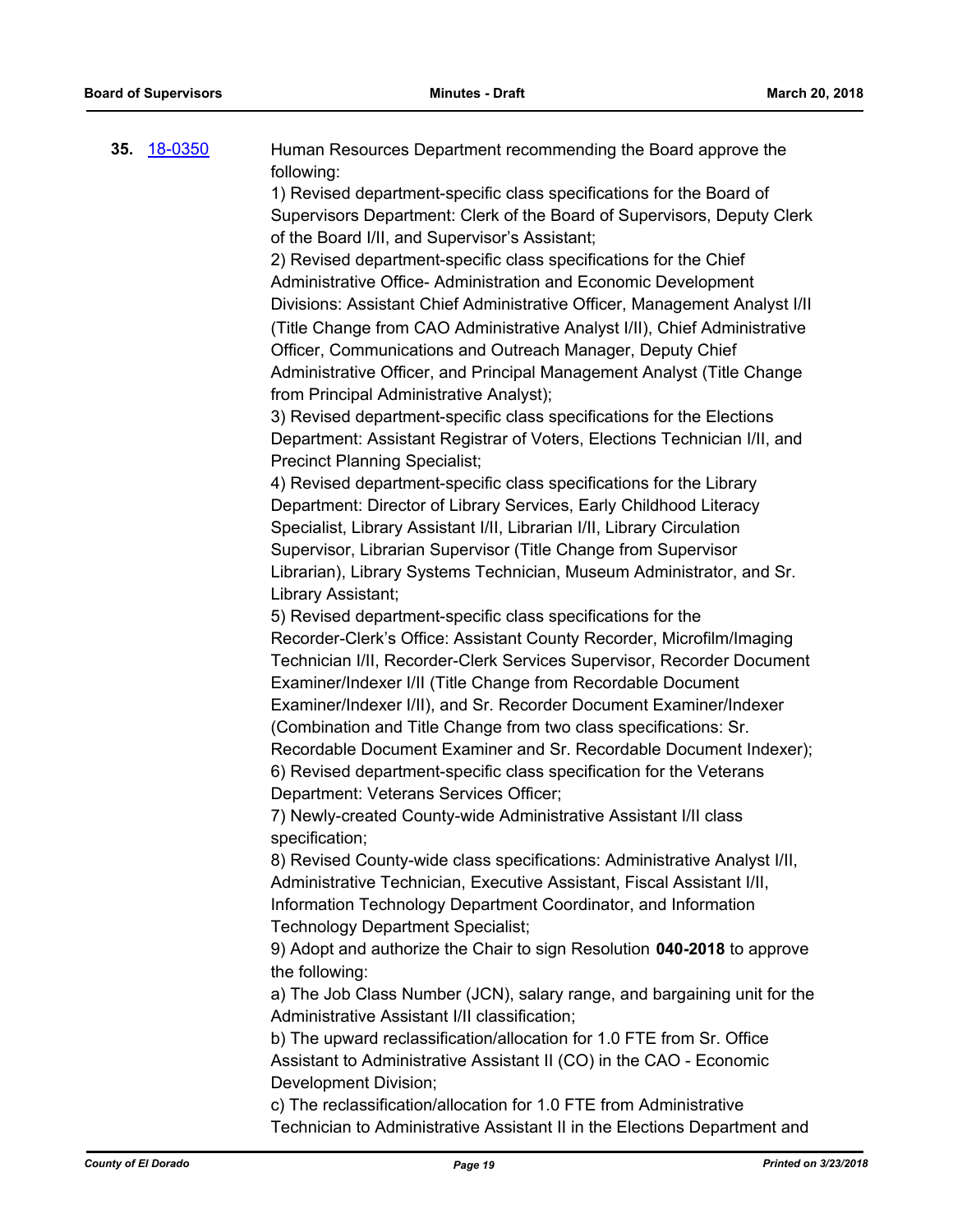**35.** [18-0350](18-0350)

Human Resources Department recommending the Board approve the following:

1) Revised department-specific class specifications for the Board of Supervisors Department: Clerk of the Board of Supervisors, Deputy Clerk of the Board I/II, and Supervisor's Assistant;

2) Revised department-specific class specifications for the Chief Administrative Office- Administration and Economic Development Divisions: Assistant Chief Administrative Officer, Management Analyst I/II (Title Change from CAO Administrative Analyst I/II), Chief Administrative Officer, Communications and Outreach Manager, Deputy Chief Administrative Officer, and Principal Management Analyst (Title Change from Principal Administrative Analyst);

3) Revised department-specific class specifications for the Elections Department: Assistant Registrar of Voters, Elections Technician I/II, and Precinct Planning Specialist;

4) Revised department-specific class specifications for the Library Department: Director of Library Services, Early Childhood Literacy Specialist, Library Assistant I/II, Librarian I/II, Library Circulation Supervisor, Librarian Supervisor (Title Change from Supervisor Librarian), Library Systems Technician, Museum Administrator, and Sr. Library Assistant;

5) Revised department-specific class specifications for the Recorder-Clerk's Office: Assistant County Recorder, Microfilm/Imaging Technician I/II, Recorder-Clerk Services Supervisor, Recorder Document Examiner/Indexer I/II (Title Change from Recordable Document Examiner/Indexer I/II), and Sr. Recorder Document Examiner/Indexer (Combination and Title Change from two class specifications: Sr. Recordable Document Examiner and Sr. Recordable Document Indexer);

6) Revised department-specific class specification for the Veterans Department: Veterans Services Officer;

7) Newly-created County-wide Administrative Assistant I/II class specification;

8) Revised County-wide class specifications: Administrative Analyst I/II, Administrative Technician, Executive Assistant, Fiscal Assistant I/II, Information Technology Department Coordinator, and Information Technology Department Specialist;

9) Adopt and authorize the Chair to sign Resolution **040-2018** to approve the following:

a) The Job Class Number (JCN), salary range, and bargaining unit for the Administrative Assistant I/II classification;

b) The upward reclassification/allocation for 1.0 FTE from Sr. Office Assistant to Administrative Assistant II (CO) in the CAO - Economic Development Division;

c) The reclassification/allocation for 1.0 FTE from Administrative Technician to Administrative Assistant II in the Elections Department and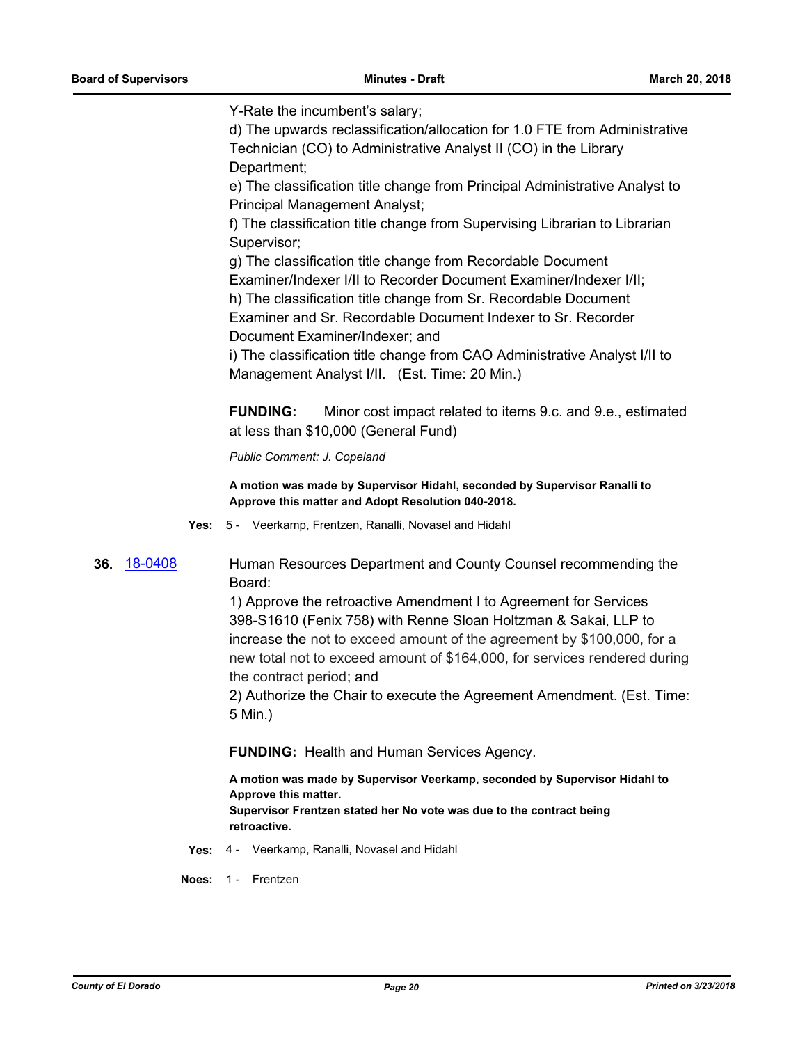Y-Rate the incumbent's salary;

d) The upwards reclassification/allocation for 1.0 FTE from Administrative Technician (CO) to Administrative Analyst II (CO) in the Library Department;

e) The classification title change from Principal Administrative Analyst to Principal Management Analyst;

f) The classification title change from Supervising Librarian to Librarian Supervisor;

g) The classification title change from Recordable Document Examiner/Indexer I/II to Recorder Document Examiner/Indexer I/II;

h) The classification title change from Sr. Recordable Document Examiner and Sr. Recordable Document Indexer to Sr. Recorder Document Examiner/Indexer; and

i) The classification title change from CAO Administrative Analyst I/II to Management Analyst I/II. (Est. Time: 20 Min.)

**FUNDING:** Minor cost impact related to items 9.c. and 9.e., estimated at less than $10,000 (General Fund)

*Public Comment: J. Copeland*

**A motion was made by Supervisor Hidahl, seconded by Supervisor Ranalli to Approve this matter and Adopt Resolution 040-2018.**

**Yes:** 5 - Veerkamp, Frentzen, Ranalli, Novasel and Hidahl

**36.** 18-0408

Human Resources Department and County Counsel recommending the Board:

1) Approve the retroactive Amendment I to Agreement for Services 398-S1610 (Fenix 758) with Renne Sloan Holtzman & Sakai, LLP to increase the not to exceed amount of the agreement by $100,000, for a new total not to exceed amount of $164,000, for services rendered during the contract period; and

2) Authorize the Chair to execute the Agreement Amendment. (Est. Time: 5 Min.)

**FUNDING:** Health and Human Services Agency.

**A motion was made by Supervisor Veerkamp, seconded by Supervisor Hidahl to Approve this matter.**
**Supervisor Frentzen stated her No vote was due to the contract being retroactive.**

**Yes:** 4 - Veerkamp, Ranalli, Novasel and Hidahl

**Noes:** 1 - Frentzen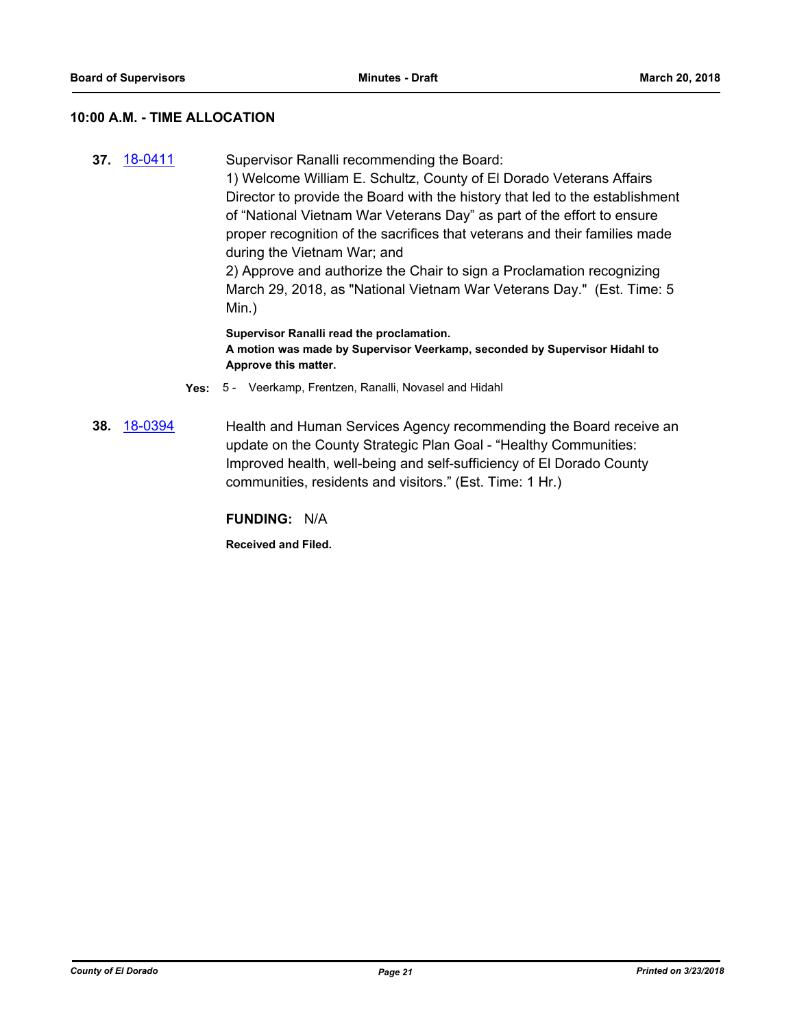## 10:00 A.M. - TIME ALLOCATION

**37.** 18-0411

Supervisor Ranalli recommending the Board:
1) Welcome William E. Schultz, County of El Dorado Veterans Affairs Director to provide the Board with the history that led to the establishment of "National Vietnam War Veterans Day" as part of the effort to ensure proper recognition of the sacrifices that veterans and their families made during the Vietnam War; and
2) Approve and authorize the Chair to sign a Proclamation recognizing March 29, 2018, as "National Vietnam War Veterans Day." (Est. Time: 5 Min.)

**Supervisor Ranalli read the proclamation.**
**A motion was made by Supervisor Veerkamp, seconded by Supervisor Hidahl to Approve this matter.**

**Yes:** 5 - Veerkamp, Frentzen, Ranalli, Novasel and Hidahl

**38.** 18-0394

Health and Human Services Agency recommending the Board receive an update on the County Strategic Plan Goal - "Healthy Communities: Improved health, well-being and self-sufficiency of El Dorado County communities, residents and visitors." (Est. Time: 1 Hr.)

**FUNDING:** N/A

**Received and Filed.**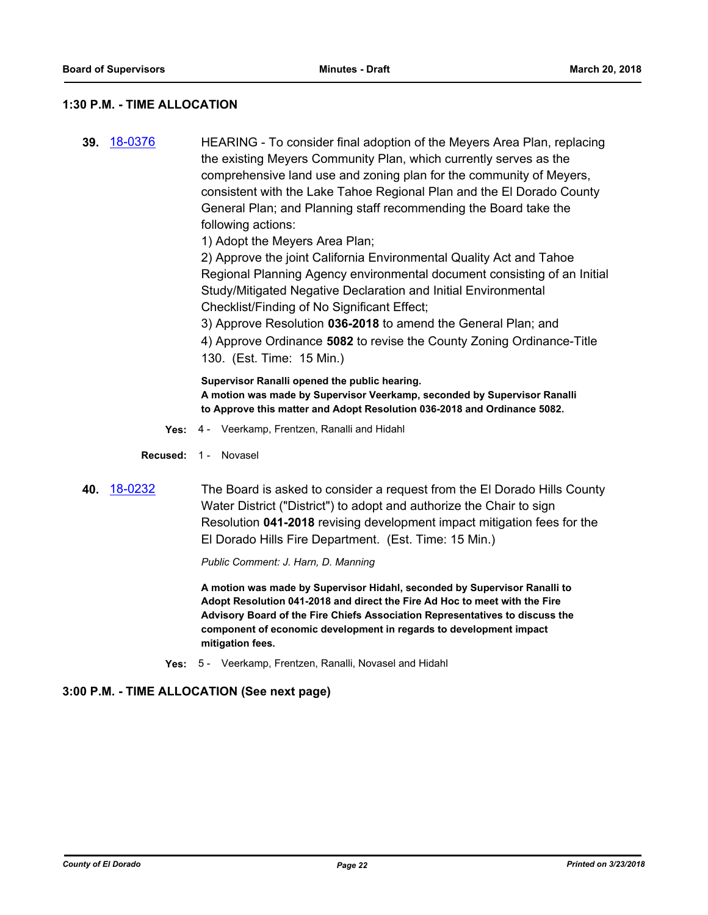## 1:30 P.M. - TIME ALLOCATION

**39.** 18-0376

HEARING - To consider final adoption of the Meyers Area Plan, replacing the existing Meyers Community Plan, which currently serves as the comprehensive land use and zoning plan for the community of Meyers, consistent with the Lake Tahoe Regional Plan and the El Dorado County General Plan; and Planning staff recommending the Board take the following actions:

1) Adopt the Meyers Area Plan;

2) Approve the joint California Environmental Quality Act and Tahoe Regional Planning Agency environmental document consisting of an Initial Study/Mitigated Negative Declaration and Initial Environmental Checklist/Finding of No Significant Effect;

3) Approve Resolution **036-2018** to amend the General Plan; and

4) Approve Ordinance **5082** to revise the County Zoning Ordinance-Title 130. (Est. Time: 15 Min.)

**Supervisor Ranalli opened the public hearing.**
**A motion was made by Supervisor Veerkamp, seconded by Supervisor Ranalli to Approve this matter and Adopt Resolution 036-2018 and Ordinance 5082.**

**Yes:** 4 - Veerkamp, Frentzen, Ranalli and Hidahl

**Recused:** 1 - Novasel

**40.** 18-0232

The Board is asked to consider a request from the El Dorado Hills County Water District ("District") to adopt and authorize the Chair to sign Resolution **041-2018** revising development impact mitigation fees for the El Dorado Hills Fire Department. (Est. Time: 15 Min.)

*Public Comment: J. Harn, D. Manning*

**A motion was made by Supervisor Hidahl, seconded by Supervisor Ranalli to Adopt Resolution 041-2018 and direct the Fire Ad Hoc to meet with the Fire Advisory Board of the Fire Chiefs Association Representatives to discuss the component of economic development in regards to development impact mitigation fees.**

**Yes:** 5 - Veerkamp, Frentzen, Ranalli, Novasel and Hidahl

## 3:00 P.M. - TIME ALLOCATION (See next page)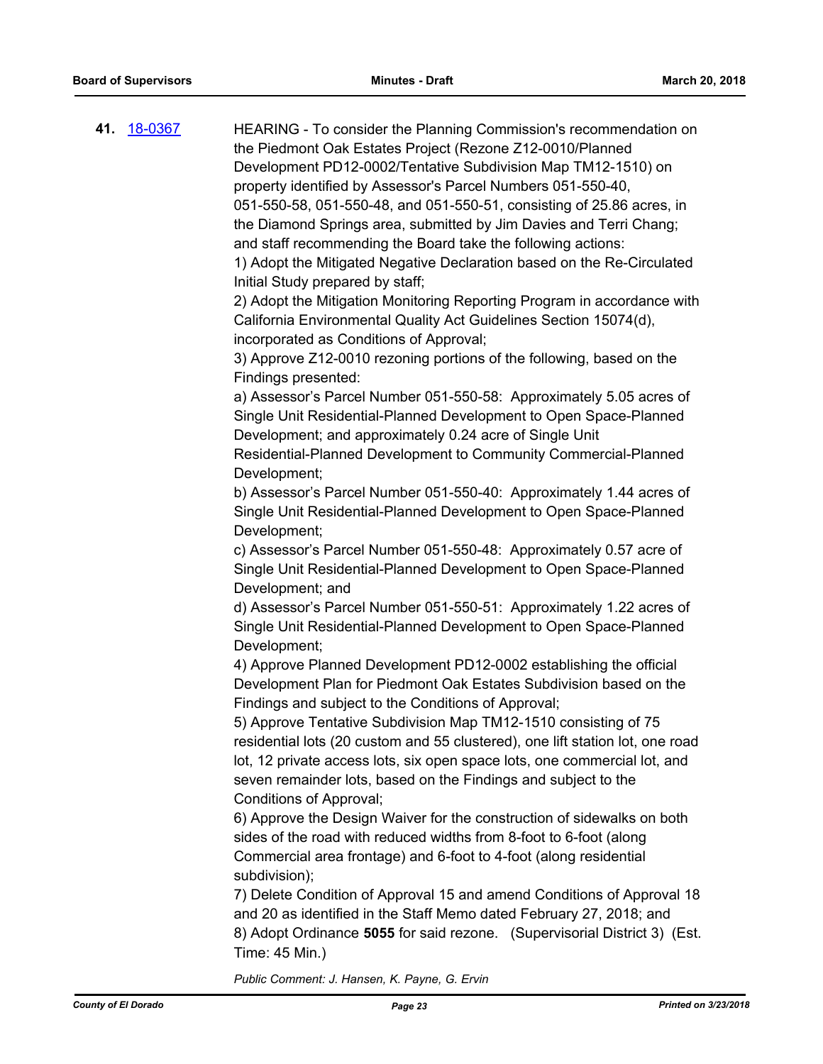**41.** [18-0367](18-0367)

HEARING - To consider the Planning Commission's recommendation on the Piedmont Oak Estates Project (Rezone Z12-0010/Planned Development PD12-0002/Tentative Subdivision Map TM12-1510) on property identified by Assessor's Parcel Numbers 051-550-40, 051-550-58, 051-550-48, and 051-550-51, consisting of 25.86 acres, in the Diamond Springs area, submitted by Jim Davies and Terri Chang; and staff recommending the Board take the following actions:

1) Adopt the Mitigated Negative Declaration based on the Re-Circulated Initial Study prepared by staff;

2) Adopt the Mitigation Monitoring Reporting Program in accordance with California Environmental Quality Act Guidelines Section 15074(d), incorporated as Conditions of Approval;

3) Approve Z12-0010 rezoning portions of the following, based on the Findings presented:

a) Assessor's Parcel Number 051-550-58: Approximately 5.05 acres of Single Unit Residential-Planned Development to Open Space-Planned Development; and approximately 0.24 acre of Single Unit Residential-Planned Development to Community Commercial-Planned Development;

b) Assessor's Parcel Number 051-550-40: Approximately 1.44 acres of Single Unit Residential-Planned Development to Open Space-Planned Development;

c) Assessor's Parcel Number 051-550-48: Approximately 0.57 acre of Single Unit Residential-Planned Development to Open Space-Planned Development; and

d) Assessor's Parcel Number 051-550-51: Approximately 1.22 acres of Single Unit Residential-Planned Development to Open Space-Planned Development;

4) Approve Planned Development PD12-0002 establishing the official Development Plan for Piedmont Oak Estates Subdivision based on the Findings and subject to the Conditions of Approval;

5) Approve Tentative Subdivision Map TM12-1510 consisting of 75 residential lots (20 custom and 55 clustered), one lift station lot, one road lot, 12 private access lots, six open space lots, one commercial lot, and seven remainder lots, based on the Findings and subject to the Conditions of Approval;

6) Approve the Design Waiver for the construction of sidewalks on both sides of the road with reduced widths from 8-foot to 6-foot (along Commercial area frontage) and 6-foot to 4-foot (along residential subdivision);

7) Delete Condition of Approval 15 and amend Conditions of Approval 18 and 20 as identified in the Staff Memo dated February 27, 2018; and

8) Adopt Ordinance **5055** for said rezone. (Supervisorial District 3) (Est. Time: 45 Min.)

*Public Comment: J. Hansen, K. Payne, G. Ervin*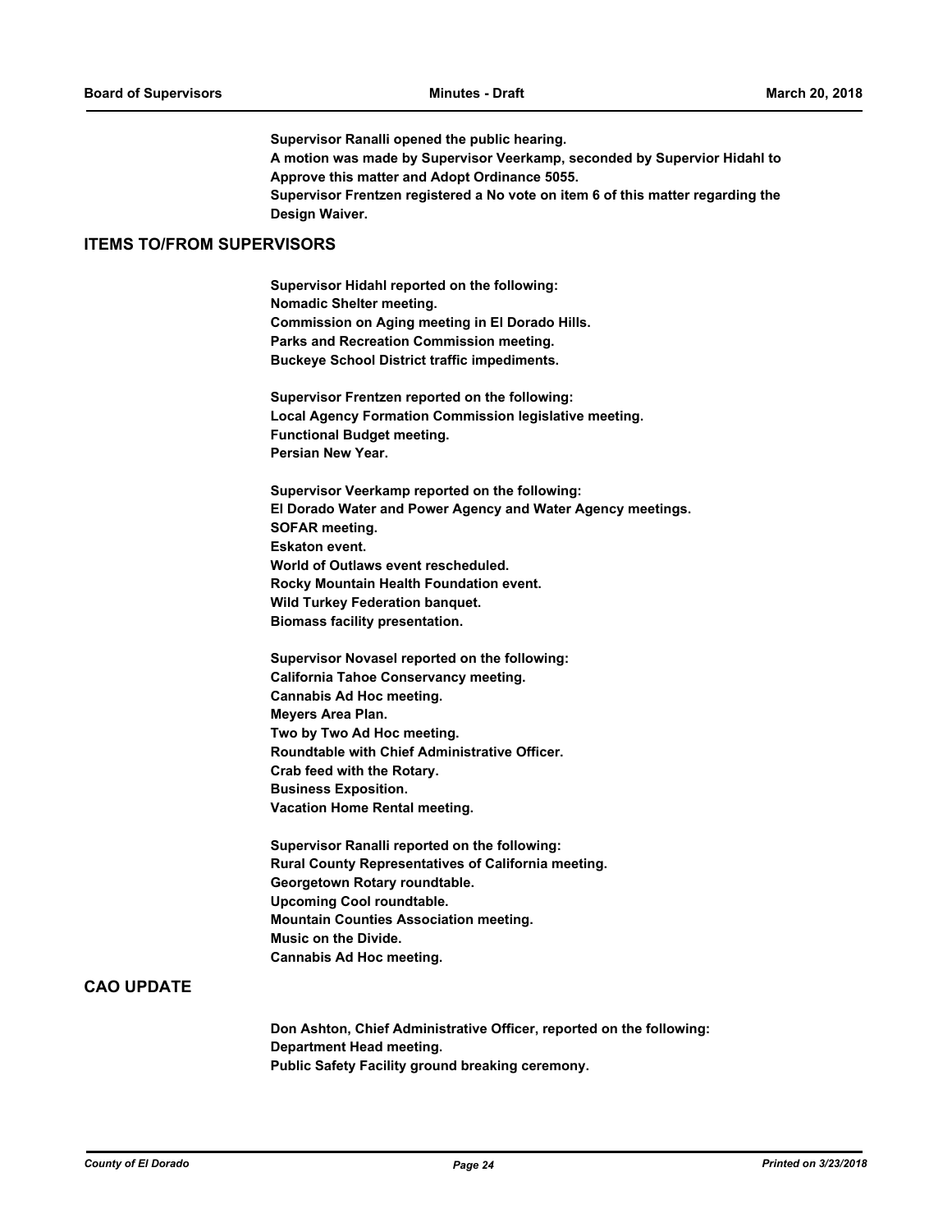**Supervisor Ranalli opened the public hearing.**
**A motion was made by Supervisor Veerkamp, seconded by Supervior Hidahl to Approve this matter and Adopt Ordinance 5055.**
**Supervisor Frentzen registered a No vote on item 6 of this matter regarding the Design Waiver.**

## ITEMS TO/FROM SUPERVISORS

**Supervisor Hidahl reported on the following:**
**Nomadic Shelter meeting.**
**Commission on Aging meeting in El Dorado Hills.**
**Parks and Recreation Commission meeting.**
**Buckeye School District traffic impediments.**

**Supervisor Frentzen reported on the following:**
**Local Agency Formation Commission legislative meeting.**
**Functional Budget meeting.**
**Persian New Year.**

**Supervisor Veerkamp reported on the following:**
**El Dorado Water and Power Agency and Water Agency meetings.**
**SOFAR meeting.**
**Eskaton event.**
**World of Outlaws event rescheduled.**
**Rocky Mountain Health Foundation event.**
**Wild Turkey Federation banquet.**
**Biomass facility presentation.**

**Supervisor Novasel reported on the following:**
**California Tahoe Conservancy meeting.**
**Cannabis Ad Hoc meeting.**
**Meyers Area Plan.**
**Two by Two Ad Hoc meeting.**
**Roundtable with Chief Administrative Officer.**
**Crab feed with the Rotary.**
**Business Exposition.**
**Vacation Home Rental meeting.**

**Supervisor Ranalli reported on the following:**
**Rural County Representatives of California meeting.**
**Georgetown Rotary roundtable.**
**Upcoming Cool roundtable.**
**Mountain Counties Association meeting.**
**Music on the Divide.**
**Cannabis Ad Hoc meeting.**

## CAO UPDATE

**Don Ashton, Chief Administrative Officer, reported on the following:**
**Department Head meeting.**
**Public Safety Facility ground breaking ceremony.**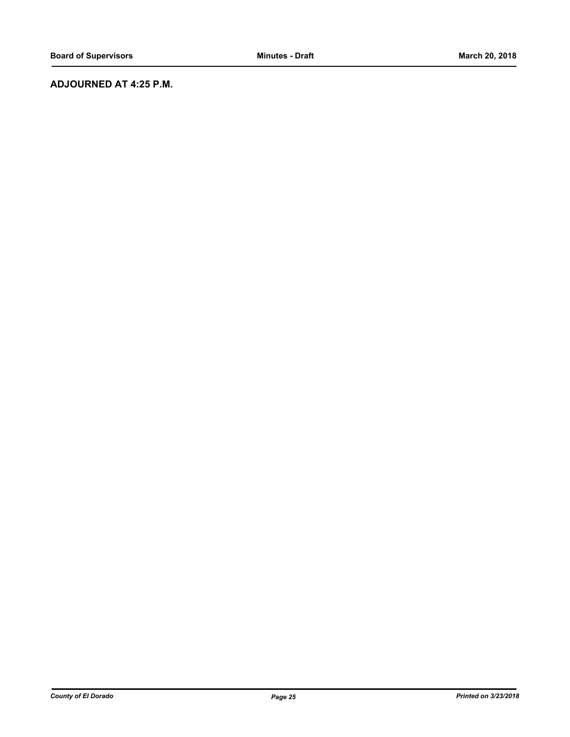**ADJOURNED AT 4:25 P.M.**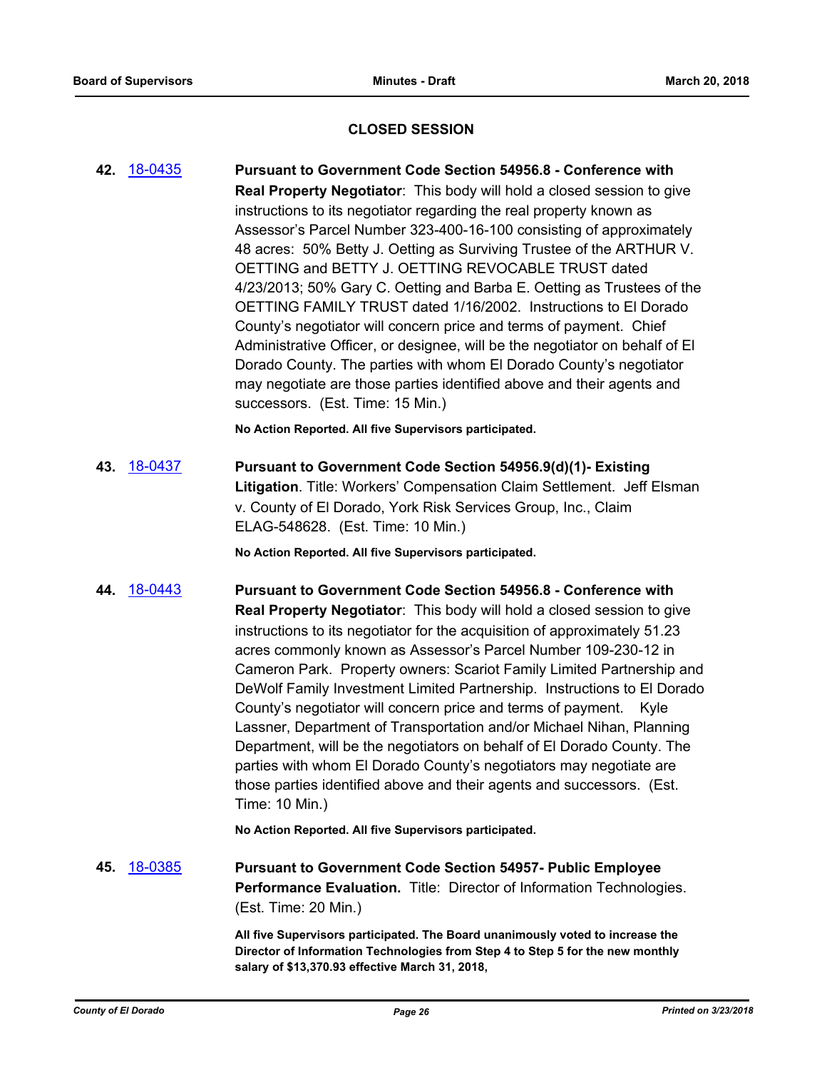## CLOSED SESSION

**42.** 18-0435 **Pursuant to Government Code Section 54956.8 - Conference with Real Property Negotiator**: This body will hold a closed session to give instructions to its negotiator regarding the real property known as Assessor's Parcel Number 323-400-16-100 consisting of approximately 48 acres: 50% Betty J. Oetting as Surviving Trustee of the ARTHUR V. OETTING and BETTY J. OETTING REVOCABLE TRUST dated 4/23/2013; 50% Gary C. Oetting and Barba E. Oetting as Trustees of the OETTING FAMILY TRUST dated 1/16/2002. Instructions to El Dorado County's negotiator will concern price and terms of payment. Chief Administrative Officer, or designee, will be the negotiator on behalf of El Dorado County. The parties with whom El Dorado County's negotiator may negotiate are those parties identified above and their agents and successors. (Est. Time: 15 Min.)

**No Action Reported. All five Supervisors participated.**

**43.** 18-0437 **Pursuant to Government Code Section 54956.9(d)(1)- Existing Litigation**. Title: Workers' Compensation Claim Settlement. Jeff Elsman v. County of El Dorado, York Risk Services Group, Inc., Claim ELAG-548628. (Est. Time: 10 Min.)

**No Action Reported. All five Supervisors participated.**

**44.** 18-0443 **Pursuant to Government Code Section 54956.8 - Conference with Real Property Negotiator**: This body will hold a closed session to give instructions to its negotiator for the acquisition of approximately 51.23 acres commonly known as Assessor's Parcel Number 109-230-12 in Cameron Park. Property owners: Scariot Family Limited Partnership and DeWolf Family Investment Limited Partnership. Instructions to El Dorado County's negotiator will concern price and terms of payment. Kyle Lassner, Department of Transportation and/or Michael Nihan, Planning Department, will be the negotiators on behalf of El Dorado County. The parties with whom El Dorado County's negotiators may negotiate are those parties identified above and their agents and successors. (Est. Time: 10 Min.)

**No Action Reported. All five Supervisors participated.**

**45.** 18-0385 **Pursuant to Government Code Section 54957- Public Employee Performance Evaluation.** Title: Director of Information Technologies. (Est. Time: 20 Min.)

**All five Supervisors participated. The Board unanimously voted to increase the Director of Information Technologies from Step 4 to Step 5 for the new monthly salary of $13,370.93 effective March 31, 2018,**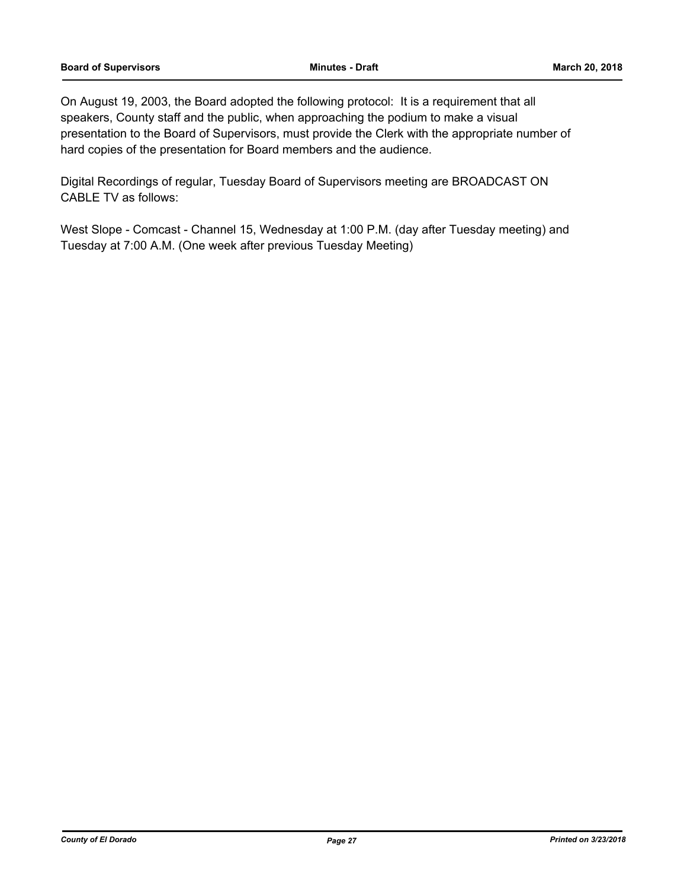On August 19, 2003, the Board adopted the following protocol: It is a requirement that all speakers, County staff and the public, when approaching the podium to make a visual presentation to the Board of Supervisors, must provide the Clerk with the appropriate number of hard copies of the presentation for Board members and the audience.

Digital Recordings of regular, Tuesday Board of Supervisors meeting are BROADCAST ON CABLE TV as follows:

West Slope - Comcast - Channel 15, Wednesday at 1:00 P.M. (day after Tuesday meeting) and Tuesday at 7:00 A.M. (One week after previous Tuesday Meeting)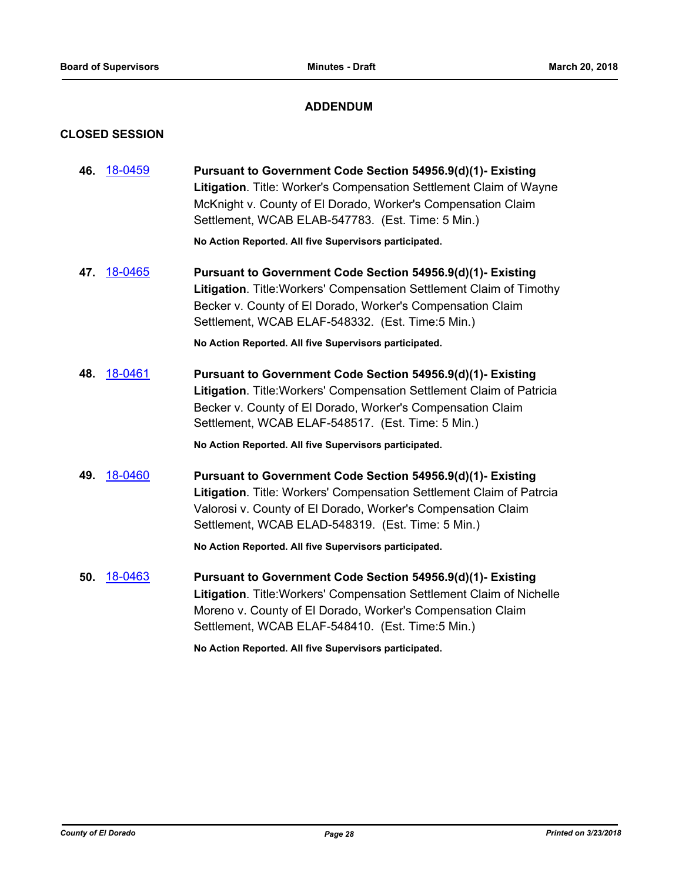## ADDENDUM

### CLOSED SESSION

**46.** [18-0459](18-0459) **Pursuant to Government Code Section 54956.9(d)(1)- Existing Litigation**. Title: Worker's Compensation Settlement Claim of Wayne McKnight v. County of El Dorado, Worker's Compensation Claim Settlement, WCAB ELAB-547783. (Est. Time: 5 Min.)

**No Action Reported. All five Supervisors participated.**

**47.** [18-0465](18-0465) **Pursuant to Government Code Section 54956.9(d)(1)- Existing Litigation**. Title:Workers' Compensation Settlement Claim of Timothy Becker v. County of El Dorado, Worker's Compensation Claim Settlement, WCAB ELAF-548332. (Est. Time:5 Min.)

**No Action Reported. All five Supervisors participated.**

**48.** [18-0461](18-0461) **Pursuant to Government Code Section 54956.9(d)(1)- Existing Litigation**. Title:Workers' Compensation Settlement Claim of Patricia Becker v. County of El Dorado, Worker's Compensation Claim Settlement, WCAB ELAF-548517. (Est. Time: 5 Min.)

**No Action Reported. All five Supervisors participated.**

**49.** [18-0460](18-0460) **Pursuant to Government Code Section 54956.9(d)(1)- Existing Litigation**. Title: Workers' Compensation Settlement Claim of Patrcia Valorosi v. County of El Dorado, Worker's Compensation Claim Settlement, WCAB ELAD-548319. (Est. Time: 5 Min.)

**No Action Reported. All five Supervisors participated.**

**50.** [18-0463](18-0463) **Pursuant to Government Code Section 54956.9(d)(1)- Existing Litigation**. Title:Workers' Compensation Settlement Claim of Nichelle Moreno v. County of El Dorado, Worker's Compensation Claim Settlement, WCAB ELAF-548410. (Est. Time:5 Min.)

**No Action Reported. All five Supervisors participated.**